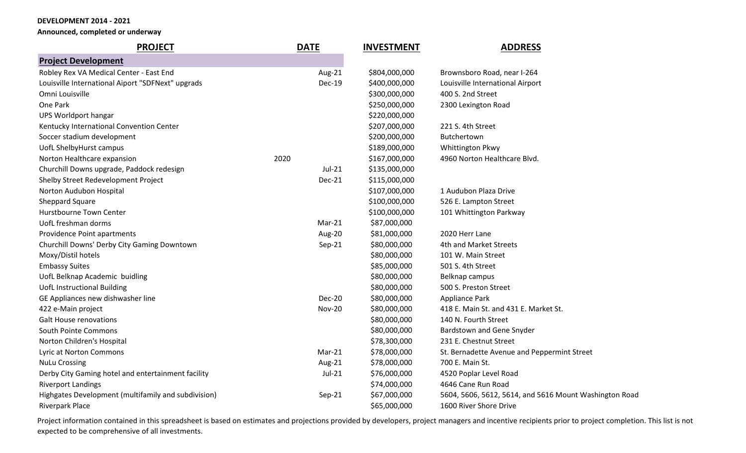**DEVELOPMENT 2014 - 2021**

**Announced, completed or underway**

| PROJECT | DATE | INVESTMENT | ADDRESS |
|---|---|---|---|
| **Project Development** | | | |
| Robley Rex VA Medical Center - East End | Aug-21 | $804,000,000 | Brownsboro Road, near I-264 |
| Louisville International Aiport "SDFNext" upgrads | Dec-19 | $400,000,000 | Louisville International Airport |
| Omni Louisville | | $300,000,000 | 400 S. 2nd Street |
| One Park | | $250,000,000 | 2300 Lexington Road |
| UPS Worldport hangar | | $220,000,000 | |
| Kentucky International Convention Center | | $207,000,000 | 221 S. 4th Street |
| Soccer stadium development | | $200,000,000 | Butchertown |
| UofL ShelbyHurst campus | | $189,000,000 | Whittington Pkwy |
| Norton Healthcare expansion | 2020 | $167,000,000 | 4960 Norton Healthcare Blvd. |
| Churchill Downs upgrade, Paddock redesign | Jul-21 | $135,000,000 | |
| Shelby Street Redevelopment Project | Dec-21 | $115,000,000 | |
| Norton Audubon Hospital | | $107,000,000 | 1 Audubon Plaza Drive |
| Sheppard Square | | $100,000,000 | 526 E. Lampton Street |
| Hurstbourne Town Center | | $100,000,000 | 101 Whittington Parkway |
| UofL freshman dorms | Mar-21 | $87,000,000 | |
| Providence Point apartments | Aug-20 | $81,000,000 | 2020 Herr Lane |
| Churchill Downs' Derby City Gaming Downtown | Sep-21 | $80,000,000 | 4th and Market Streets |
| Moxy/Distil hotels | | $80,000,000 | 101 W. Main Street |
| Embassy Suites | | $85,000,000 | 501 S. 4th Street |
| UofL Belknap Academic buidling | | $80,000,000 | Belknap campus |
| UofL Instructional Building | | $80,000,000 | 500 S. Preston Street |
| GE Appliances new dishwasher line | Dec-20 | $80,000,000 | Appliance Park |
| 422 e-Main project | Nov-20 | $80,000,000 | 418 E. Main St. and 431 E. Market St. |
| Galt House renovations | | $80,000,000 | 140 N. Fourth Street |
| South Pointe Commons | | $80,000,000 | Bardstown and Gene Snyder |
| Norton Children's Hospital | | $78,300,000 | 231 E. Chestnut Street |
| Lyric at Norton Commons | Mar-21 | $78,000,000 | St. Bernadette Avenue and Peppermint Street |
| NuLu Crossing | Aug-21 | $78,000,000 | 700 E. Main St. |
| Derby City Gaming hotel and entertainment facility | Jul-21 | $76,000,000 | 4520 Poplar Level Road |
| Riverport Landings | | $74,000,000 | 4646 Cane Run Road |
| Highgates Development (multifamily and subdivision) | Sep-21 | $67,000,000 | 5604, 5606, 5612, 5614, and 5616 Mount Washington Road |
| Riverpark Place | | $65,000,000 | 1600 River Shore Drive |

Project information contained in this spreadsheet is based on estimates and projections provided by developers, project managers and incentive recipients prior to project completion. This list is not expected to be comprehensive of all investments.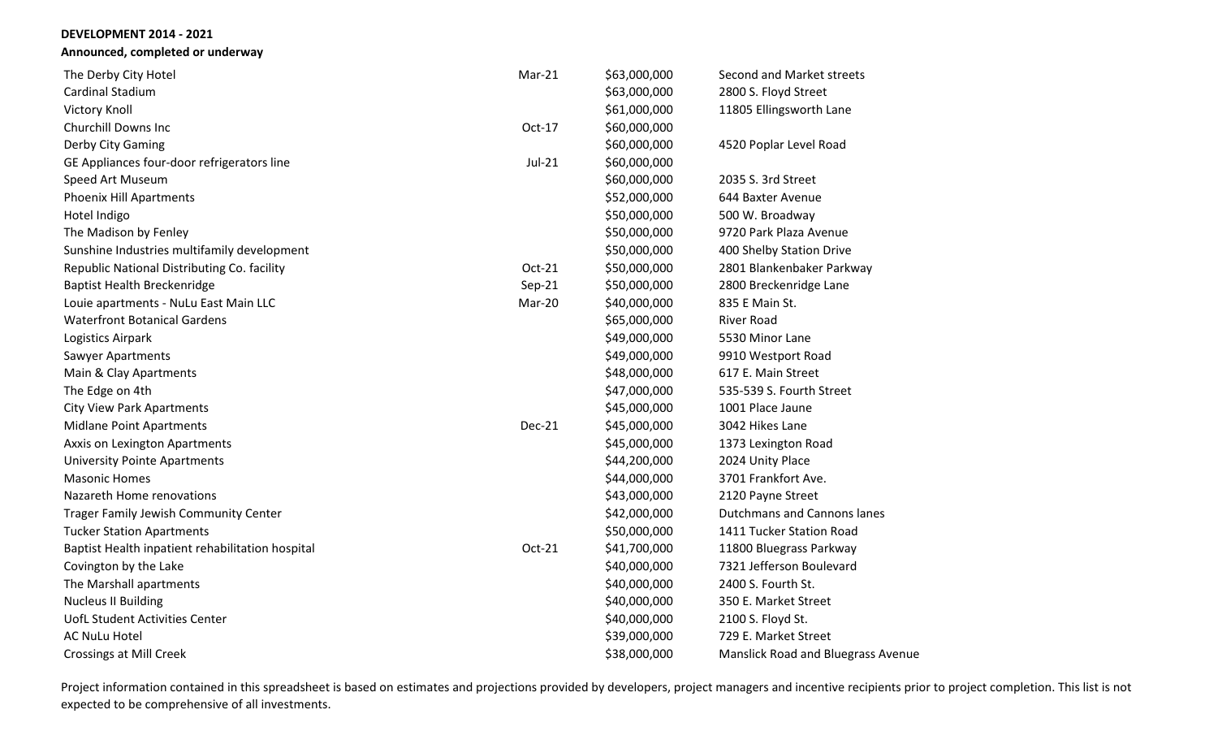**DEVELOPMENT 2014 - 2021**

**Announced, completed or underway**

| Project | Date | Investment | Location |
|---|---|---|---|
| The Derby City Hotel | Mar-21 | $63,000,000 | Second and Market streets |
| Cardinal Stadium | | $63,000,000 | 2800 S. Floyd Street |
| Victory Knoll | | $61,000,000 | 11805 Ellingsworth Lane |
| Churchill Downs Inc | Oct-17 | $60,000,000 | |
| Derby City Gaming | | $60,000,000 | 4520 Poplar Level Road |
| GE Appliances four-door refrigerators line | Jul-21 | $60,000,000 | |
| Speed Art Museum | | $60,000,000 | 2035 S. 3rd Street |
| Phoenix Hill Apartments | | $52,000,000 | 644 Baxter Avenue |
| Hotel Indigo | | $50,000,000 | 500 W. Broadway |
| The Madison by Fenley | | $50,000,000 | 9720 Park Plaza Avenue |
| Sunshine Industries multifamily development | | $50,000,000 | 400 Shelby Station Drive |
| Republic National Distributing Co. facility | Oct-21 | $50,000,000 | 2801 Blankenbaker Parkway |
| Baptist Health Breckenridge | Sep-21 | $50,000,000 | 2800 Breckenridge Lane |
| Louie apartments - NuLu East Main LLC | Mar-20 | $40,000,000 | 835 E Main St. |
| Waterfront Botanical Gardens | | $65,000,000 | River Road |
| Logistics Airpark | | $49,000,000 | 5530 Minor Lane |
| Sawyer Apartments | | $49,000,000 | 9910 Westport Road |
| Main & Clay Apartments | | $48,000,000 | 617 E. Main Street |
| The Edge on 4th | | $47,000,000 | 535-539 S. Fourth Street |
| City View Park Apartments | | $45,000,000 | 1001 Place Jaune |
| Midlane Point Apartments | Dec-21 | $45,000,000 | 3042 Hikes Lane |
| Axxis on Lexington Apartments | | $45,000,000 | 1373 Lexington Road |
| University Pointe Apartments | | $44,200,000 | 2024 Unity Place |
| Masonic Homes | | $44,000,000 | 3701 Frankfort Ave. |
| Nazareth Home renovations | | $43,000,000 | 2120 Payne Street |
| Trager Family Jewish Community Center | | $42,000,000 | Dutchmans and Cannons lanes |
| Tucker Station Apartments | | $50,000,000 | 1411 Tucker Station Road |
| Baptist Health inpatient rehabilitation hospital | Oct-21 | $41,700,000 | 11800 Bluegrass Parkway |
| Covington by the Lake | | $40,000,000 | 7321 Jefferson Boulevard |
| The Marshall apartments | | $40,000,000 | 2400 S. Fourth St. |
| Nucleus II Building | | $40,000,000 | 350 E. Market Street |
| UofL Student Activities Center | | $40,000,000 | 2100 S. Floyd St. |
| AC NuLu Hotel | | $39,000,000 | 729 E. Market Street |
| Crossings at Mill Creek | | $38,000,000 | Manslick Road and Bluegrass Avenue |

Project information contained in this spreadsheet is based on estimates and projections provided by developers, project managers and incentive recipients prior to project completion. This list is not expected to be comprehensive of all investments.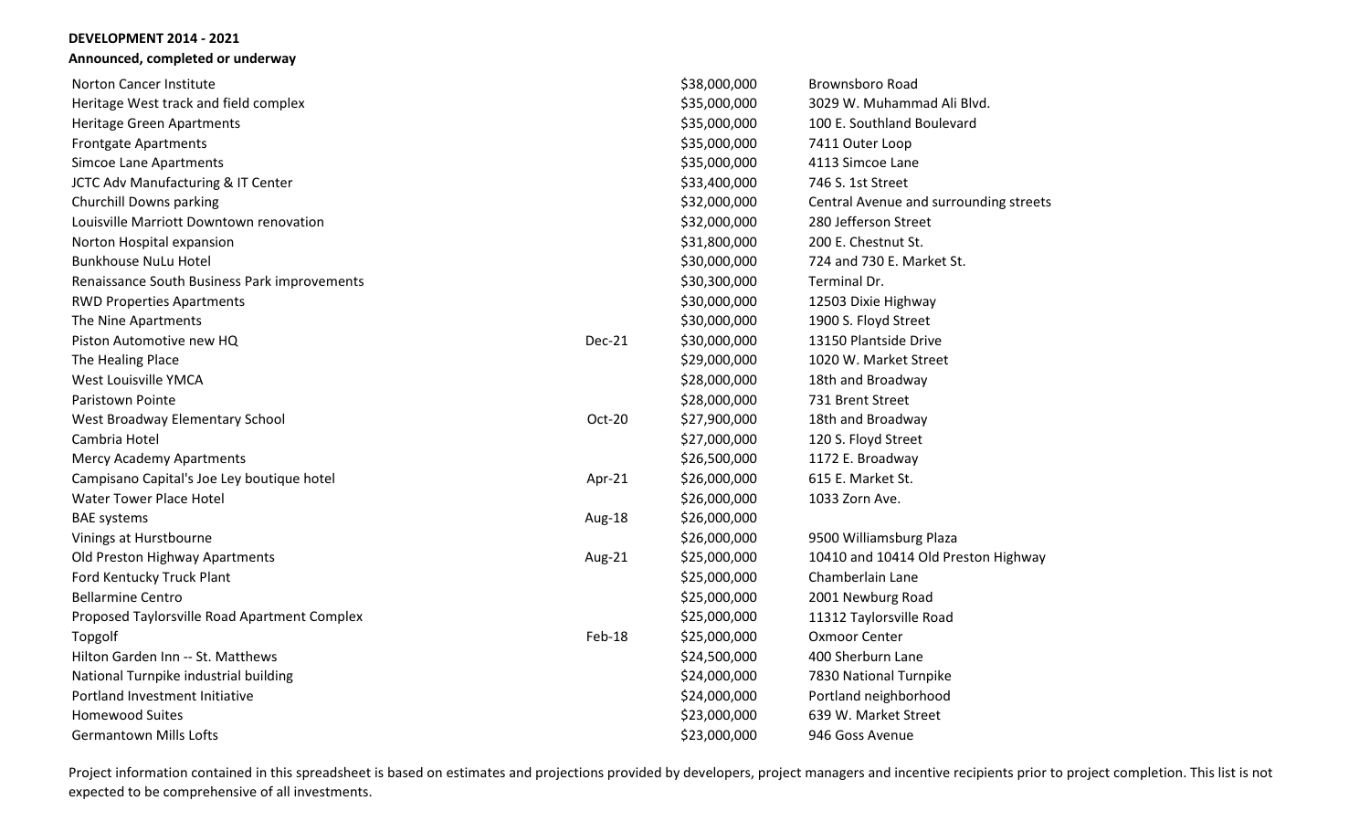**DEVELOPMENT 2014 - 2021**

**Announced, completed or underway**

| Project | Date | Amount | Location |
|---|---|---|---|
| Norton Cancer Institute | | $38,000,000 | Brownsboro Road |
| Heritage West track and field complex | | $35,000,000 | 3029 W. Muhammad Ali Blvd. |
| Heritage Green Apartments | | $35,000,000 | 100 E. Southland Boulevard |
| Frontgate Apartments | | $35,000,000 | 7411 Outer Loop |
| Simcoe Lane Apartments | | $35,000,000 | 4113 Simcoe Lane |
| JCTC Adv Manufacturing & IT Center | | $33,400,000 | 746 S. 1st Street |
| Churchill Downs parking | | $32,000,000 | Central Avenue and surrounding streets |
| Louisville Marriott Downtown renovation | | $32,000,000 | 280 Jefferson Street |
| Norton Hospital expansion | | $31,800,000 | 200 E. Chestnut St. |
| Bunkhouse NuLu Hotel | | $30,000,000 | 724 and 730 E. Market St. |
| Renaissance South Business Park improvements | | $30,300,000 | Terminal Dr. |
| RWD Properties Apartments | | $30,000,000 | 12503 Dixie Highway |
| The Nine Apartments | | $30,000,000 | 1900 S. Floyd Street |
| Piston Automotive new HQ | Dec-21 | $30,000,000 | 13150 Plantside Drive |
| The Healing Place | | $29,000,000 | 1020 W. Market Street |
| West Louisville YMCA | | $28,000,000 | 18th and Broadway |
| Paristown Pointe | | $28,000,000 | 731 Brent Street |
| West Broadway Elementary School | Oct-20 | $27,900,000 | 18th and Broadway |
| Cambria Hotel | | $27,000,000 | 120 S. Floyd Street |
| Mercy Academy Apartments | | $26,500,000 | 1172 E. Broadway |
| Campisano Capital's Joe Ley boutique hotel | Apr-21 | $26,000,000 | 615 E. Market St. |
| Water Tower Place Hotel | | $26,000,000 | 1033 Zorn Ave. |
| BAE systems | Aug-18 | $26,000,000 | |
| Vinings at Hurstbourne | | $26,000,000 | 9500 Williamsburg Plaza |
| Old Preston Highway Apartments | Aug-21 | $25,000,000 | 10410 and 10414 Old Preston Highway |
| Ford Kentucky Truck Plant | | $25,000,000 | Chamberlain Lane |
| Bellarmine Centro | | $25,000,000 | 2001 Newburg Road |
| Proposed Taylorsville Road Apartment Complex | | $25,000,000 | 11312 Taylorsville Road |
| Topgolf | Feb-18 | $25,000,000 | Oxmoor Center |
| Hilton Garden Inn -- St. Matthews | | $24,500,000 | 400 Sherburn Lane |
| National Turnpike industrial building | | $24,000,000 | 7830 National Turnpike |
| Portland Investment Initiative | | $24,000,000 | Portland neighborhood |
| Homewood Suites | | $23,000,000 | 639 W. Market Street |
| Germantown Mills Lofts | | $23,000,000 | 946 Goss Avenue |

Project information contained in this spreadsheet is based on estimates and projections provided by developers, project managers and incentive recipients prior to project completion. This list is not expected to be comprehensive of all investments.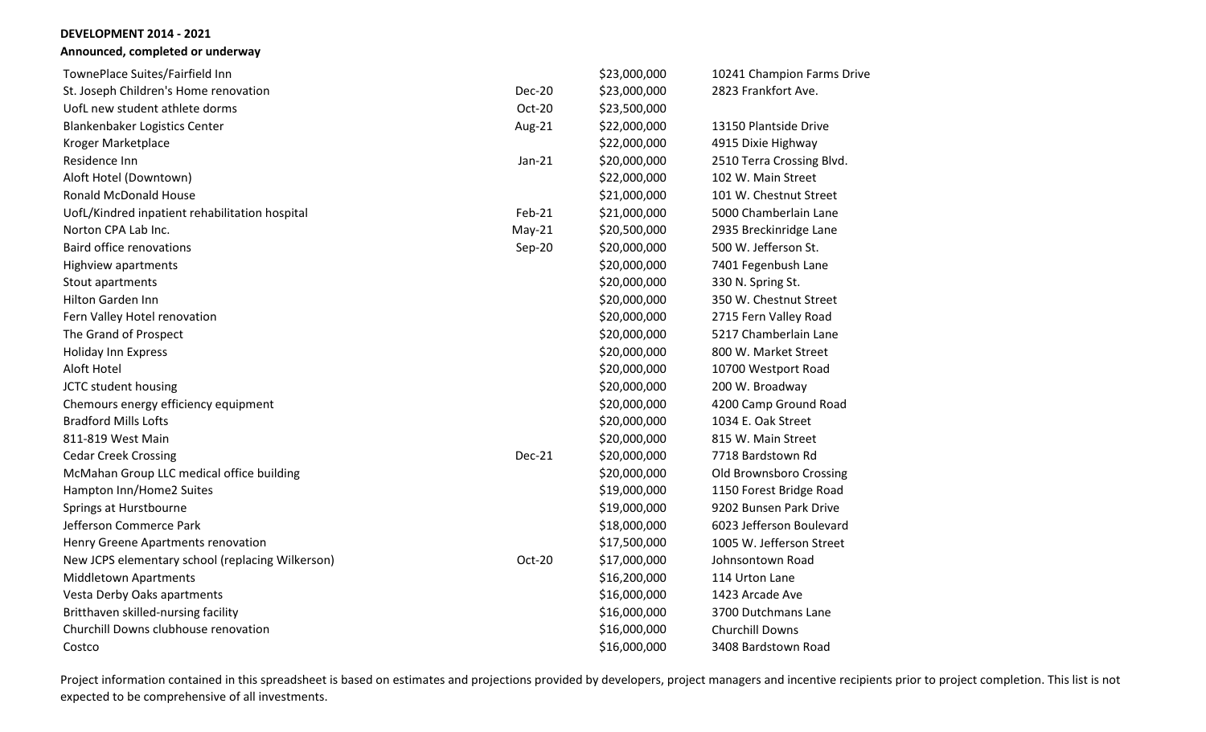**DEVELOPMENT 2014 - 2021**

**Announced, completed or underway**

| | | | |
|---|---|---|---|
| TownePlace Suites/Fairfield Inn | | $23,000,000 | 10241 Champion Farms Drive |
| St. Joseph Children's Home renovation | Dec-20 | $23,000,000 | 2823 Frankfort Ave. |
| UofL new student athlete dorms | Oct-20 | $23,500,000 | |
| Blankenbaker Logistics Center | Aug-21 | $22,000,000 | 13150 Plantside Drive |
| Kroger Marketplace | | $22,000,000 | 4915 Dixie Highway |
| Residence Inn | Jan-21 | $20,000,000 | 2510 Terra Crossing Blvd. |
| Aloft Hotel (Downtown) | | $22,000,000 | 102 W. Main Street |
| Ronald McDonald House | | $21,000,000 | 101 W. Chestnut Street |
| UofL/Kindred inpatient rehabilitation hospital | Feb-21 | $21,000,000 | 5000 Chamberlain Lane |
| Norton CPA Lab Inc. | May-21 | $20,500,000 | 2935 Breckinridge Lane |
| Baird office renovations | Sep-20 | $20,000,000 | 500 W. Jefferson St. |
| Highview apartments | | $20,000,000 | 7401 Fegenbush Lane |
| Stout apartments | | $20,000,000 | 330 N. Spring St. |
| Hilton Garden Inn | | $20,000,000 | 350 W. Chestnut Street |
| Fern Valley Hotel renovation | | $20,000,000 | 2715 Fern Valley Road |
| The Grand of Prospect | | $20,000,000 | 5217 Chamberlain Lane |
| Holiday Inn Express | | $20,000,000 | 800 W. Market Street |
| Aloft Hotel | | $20,000,000 | 10700 Westport Road |
| JCTC student housing | | $20,000,000 | 200 W. Broadway |
| Chemours energy efficiency equipment | | $20,000,000 | 4200 Camp Ground Road |
| Bradford Mills Lofts | | $20,000,000 | 1034 E. Oak Street |
| 811-819 West Main | | $20,000,000 | 815 W. Main Street |
| Cedar Creek Crossing | Dec-21 | $20,000,000 | 7718 Bardstown Rd |
| McMahan Group LLC medical office building | | $20,000,000 | Old Brownsboro Crossing |
| Hampton Inn/Home2 Suites | | $19,000,000 | 1150 Forest Bridge Road |
| Springs at Hurstbourne | | $19,000,000 | 9202 Bunsen Park Drive |
| Jefferson Commerce Park | | $18,000,000 | 6023 Jefferson Boulevard |
| Henry Greene Apartments renovation | | $17,500,000 | 1005 W. Jefferson Street |
| New JCPS elementary school (replacing Wilkerson) | Oct-20 | $17,000,000 | Johnsontown Road |
| Middletown Apartments | | $16,200,000 | 114 Urton Lane |
| Vesta Derby Oaks apartments | | $16,000,000 | 1423 Arcade Ave |
| Britthaven skilled-nursing facility | | $16,000,000 | 3700 Dutchmans Lane |
| Churchill Downs clubhouse renovation | | $16,000,000 | Churchill Downs |
| Costco | | $16,000,000 | 3408 Bardstown Road |

Project information contained in this spreadsheet is based on estimates and projections provided by developers, project managers and incentive recipients prior to project completion. This list is not expected to be comprehensive of all investments.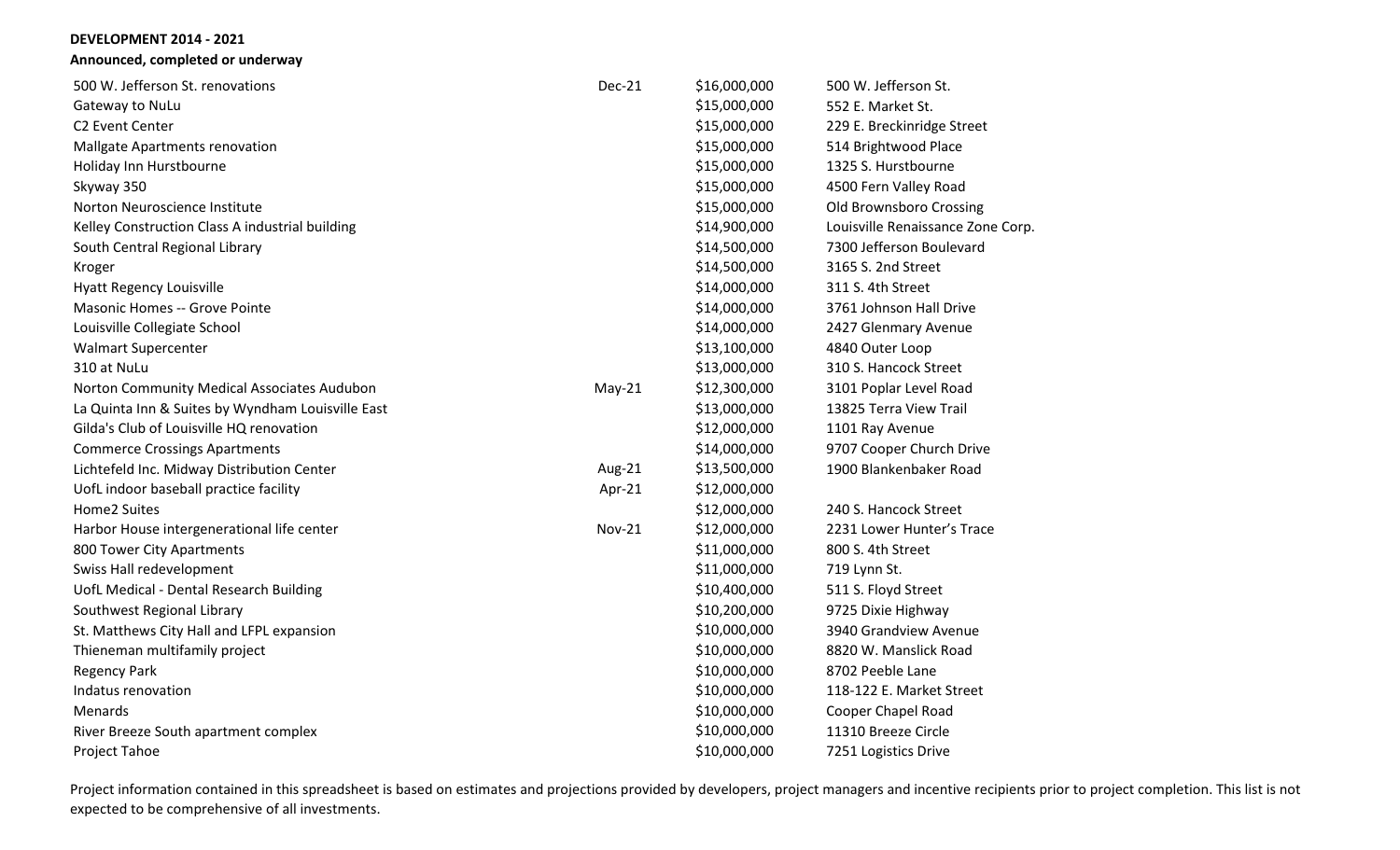**DEVELOPMENT 2014 - 2021**

**Announced, completed or underway**

| Project | Date | Investment | Address |
|---|---|---|---|
| 500 W. Jefferson St. renovations | Dec-21 | $16,000,000 | 500 W. Jefferson St. |
| Gateway to NuLu | | $15,000,000 | 552 E. Market St. |
| C2 Event Center | | $15,000,000 | 229 E. Breckinridge Street |
| Mallgate Apartments renovation | | $15,000,000 | 514 Brightwood Place |
| Holiday Inn Hurstbourne | | $15,000,000 | 1325 S. Hurstbourne |
| Skyway 350 | | $15,000,000 | 4500 Fern Valley Road |
| Norton Neuroscience Institute | | $15,000,000 | Old Brownsboro Crossing |
| Kelley Construction Class A industrial building | | $14,900,000 | Louisville Renaissance Zone Corp. |
| South Central Regional Library | | $14,500,000 | 7300 Jefferson Boulevard |
| Kroger | | $14,500,000 | 3165 S. 2nd Street |
| Hyatt Regency Louisville | | $14,000,000 | 311 S. 4th Street |
| Masonic Homes -- Grove Pointe | | $14,000,000 | 3761 Johnson Hall Drive |
| Louisville Collegiate School | | $14,000,000 | 2427 Glenmary Avenue |
| Walmart Supercenter | | $13,100,000 | 4840 Outer Loop |
| 310 at NuLu | | $13,000,000 | 310 S. Hancock Street |
| Norton Community Medical Associates Audubon | May-21 | $12,300,000 | 3101 Poplar Level Road |
| La Quinta Inn & Suites by Wyndham Louisville East | | $13,000,000 | 13825 Terra View Trail |
| Gilda's Club of Louisville HQ renovation | | $12,000,000 | 1101 Ray Avenue |
| Commerce Crossings Apartments | | $14,000,000 | 9707 Cooper Church Drive |
| Lichtefeld Inc. Midway Distribution Center | Aug-21 | $13,500,000 | 1900 Blankenbaker Road |
| UofL indoor baseball practice facility | Apr-21 | $12,000,000 | |
| Home2 Suites | | $12,000,000 | 240 S. Hancock Street |
| Harbor House intergenerational life center | Nov-21 | $12,000,000 | 2231 Lower Hunter's Trace |
| 800 Tower City Apartments | | $11,000,000 | 800 S. 4th Street |
| Swiss Hall redevelopment | | $11,000,000 | 719 Lynn St. |
| UofL Medical - Dental Research Building | | $10,400,000 | 511 S. Floyd Street |
| Southwest Regional Library | | $10,200,000 | 9725 Dixie Highway |
| St. Matthews City Hall and LFPL expansion | | $10,000,000 | 3940 Grandview Avenue |
| Thieneman multifamily project | | $10,000,000 | 8820 W. Manslick Road |
| Regency Park | | $10,000,000 | 8702 Peeble Lane |
| Indatus renovation | | $10,000,000 | 118-122 E. Market Street |
| Menards | | $10,000,000 | Cooper Chapel Road |
| River Breeze South apartment complex | | $10,000,000 | 11310 Breeze Circle |
| Project Tahoe | | $10,000,000 | 7251 Logistics Drive |

Project information contained in this spreadsheet is based on estimates and projections provided by developers, project managers and incentive recipients prior to project completion. This list is not expected to be comprehensive of all investments.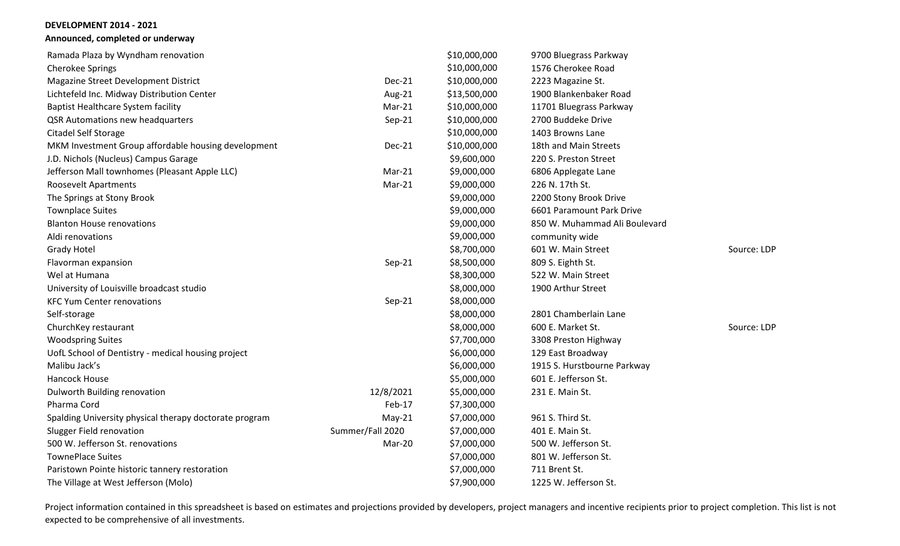**DEVELOPMENT 2014 - 2021**

**Announced, completed or underway**

| Project | Date | Investment | Address | Source |
|---|---|---|---|---|
| Ramada Plaza by Wyndham renovation | | $10,000,000 | 9700 Bluegrass Parkway | |
| Cherokee Springs | | $10,000,000 | 1576 Cherokee Road | |
| Magazine Street Development District | Dec-21 | $10,000,000 | 2223 Magazine St. | |
| Lichtefeld Inc. Midway Distribution Center | Aug-21 | $13,500,000 | 1900 Blankenbaker Road | |
| Baptist Healthcare System facility | Mar-21 | $10,000,000 | 11701 Bluegrass Parkway | |
| QSR Automations new headquarters | Sep-21 | $10,000,000 | 2700 Buddeke Drive | |
| Citadel Self Storage | | $10,000,000 | 1403 Browns Lane | |
| MKM Investment Group affordable housing development | Dec-21 | $10,000,000 | 18th and Main Streets | |
| J.D. Nichols (Nucleus) Campus Garage | | $9,600,000 | 220 S. Preston Street | |
| Jefferson Mall townhomes (Pleasant Apple LLC) | Mar-21 | $9,000,000 | 6806 Applegate Lane | |
| Roosevelt Apartments | Mar-21 | $9,000,000 | 226 N. 17th St. | |
| The Springs at Stony Brook | | $9,000,000 | 2200 Stony Brook Drive | |
| Townplace Suites | | $9,000,000 | 6601 Paramount Park Drive | |
| Blanton House renovations | | $9,000,000 | 850 W. Muhammad Ali Boulevard | |
| Aldi renovations | | $9,000,000 | community wide | |
| Grady Hotel | | $8,700,000 | 601 W. Main Street | Source: LDP |
| Flavorman expansion | Sep-21 | $8,500,000 | 809 S. Eighth St. | |
| Wel at Humana | | $8,300,000 | 522 W. Main Street | |
| University of Louisville broadcast studio | | $8,000,000 | 1900 Arthur Street | |
| KFC Yum Center renovations | Sep-21 | $8,000,000 | | |
| Self-storage | | $8,000,000 | 2801 Chamberlain Lane | |
| ChurchKey restaurant | | $8,000,000 | 600 E. Market St. | Source: LDP |
| Woodspring Suites | | $7,700,000 | 3308 Preston Highway | |
| UofL School of Dentistry - medical housing project | | $6,000,000 | 129 East Broadway | |
| Malibu Jack's | | $6,000,000 | 1915 S. Hurstbourne Parkway | |
| Hancock House | | $5,000,000 | 601 E. Jefferson St. | |
| Dulworth Building renovation | 12/8/2021 | $5,000,000 | 231 E. Main St. | |
| Pharma Cord | Feb-17 | $7,300,000 | | |
| Spalding University physical therapy doctorate program | May-21 | $7,000,000 | 961 S. Third St. | |
| Slugger Field renovation | Summer/Fall 2020 | $7,000,000 | 401 E. Main St. | |
| 500 W. Jefferson St. renovations | Mar-20 | $7,000,000 | 500 W. Jefferson St. | |
| TownePlace Suites | | $7,000,000 | 801 W. Jefferson St. | |
| Paristown Pointe historic tannery restoration | | $7,000,000 | 711 Brent St. | |
| The Village at West Jefferson (Molo) | | $7,900,000 | 1225 W. Jefferson St. | |

Project information contained in this spreadsheet is based on estimates and projections provided by developers, project managers and incentive recipients prior to project completion. This list is not expected to be comprehensive of all investments.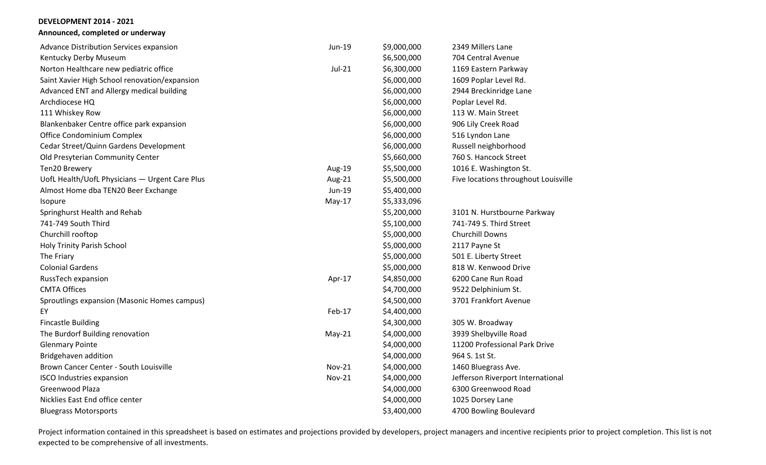**DEVELOPMENT 2014 - 2021**

**Announced, completed or underway**

| Project | Date | Amount | Location |
|---|---|---|---|
| Advance Distribution Services expansion | Jun-19 | $9,000,000 | 2349 Millers Lane |
| Kentucky Derby Museum | | $6,500,000 | 704 Central Avenue |
| Norton Healthcare new pediatric office | Jul-21 | $6,300,000 | 1169 Eastern Parkway |
| Saint Xavier High School renovation/expansion | | $6,000,000 | 1609 Poplar Level Rd. |
| Advanced ENT and Allergy medical building | | $6,000,000 | 2944 Breckinridge Lane |
| Archdiocese HQ | | $6,000,000 | Poplar Level Rd. |
| 111 Whiskey Row | | $6,000,000 | 113 W. Main Street |
| Blankenbaker Centre office park expansion | | $6,000,000 | 906 Lily Creek Road |
| Office Condominium Complex | | $6,000,000 | 516 Lyndon Lane |
| Cedar Street/Quinn Gardens Development | | $6,000,000 | Russell neighborhood |
| Old Presyterian Community Center | | $5,660,000 | 760 S. Hancock Street |
| Ten20 Brewery | Aug-19 | $5,500,000 | 1016 E. Washington St. |
| UofL Health/UofL Physicians — Urgent Care Plus | Aug-21 | $5,500,000 | Five locations throughout Louisville |
| Almost Home dba TEN20 Beer Exchange | Jun-19 | $5,400,000 | |
| Isopure | May-17 | $5,333,096 | |
| Springhurst Health and Rehab | | $5,200,000 | 3101 N. Hurstbourne Parkway |
| 741-749 South Third | | $5,100,000 | 741-749 S. Third Street |
| Churchill rooftop | | $5,000,000 | Churchill Downs |
| Holy Trinity Parish School | | $5,000,000 | 2117 Payne St |
| The Friary | | $5,000,000 | 501 E. Liberty Street |
| Colonial Gardens | | $5,000,000 | 818 W. Kenwood Drive |
| RussTech expansion | Apr-17 | $4,850,000 | 6200 Cane Run Road |
| CMTA Offices | | $4,700,000 | 9522 Delphinium St. |
| Sproutlings expansion (Masonic Homes campus) | | $4,500,000 | 3701 Frankfort Avenue |
| EY | Feb-17 | $4,400,000 | |
| Fincastle Building | | $4,300,000 | 305 W. Broadway |
| The Burdorf Building renovation | May-21 | $4,000,000 | 3939 Shelbyville Road |
| Glenmary Pointe | | $4,000,000 | 11200 Professional Park Drive |
| Bridgehaven addition | | $4,000,000 | 964 S. 1st St. |
| Brown Cancer Center - South Louisville | Nov-21 | $4,000,000 | 1460 Bluegrass Ave. |
| ISCO Industries expansion | Nov-21 | $4,000,000 | Jefferson Riverport International |
| Greenwood Plaza | | $4,000,000 | 6300 Greenwood Road |
| Nicklies East End office center | | $4,000,000 | 1025 Dorsey Lane |
| Bluegrass Motorsports | | $3,400,000 | 4700 Bowling Boulevard |

Project information contained in this spreadsheet is based on estimates and projections provided by developers, project managers and incentive recipients prior to project completion. This list is not expected to be comprehensive of all investments.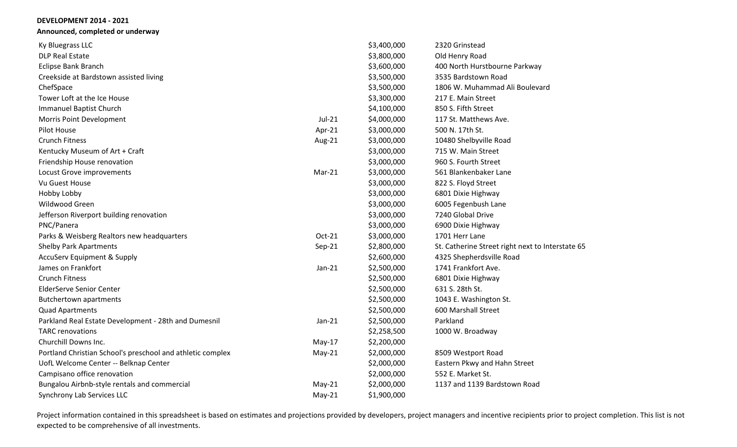**DEVELOPMENT 2014 - 2021**

**Announced, completed or underway**

| | | | |
|---|---|---|---|
| Ky Bluegrass LLC | | $3,400,000 | 2320 Grinstead |
| DLP Real Estate | | $3,800,000 | Old Henry Road |
| Eclipse Bank Branch | | $3,600,000 | 400 North Hurstbourne Parkway |
| Creekside at Bardstown assisted living | | $3,500,000 | 3535 Bardstown Road |
| ChefSpace | | $3,500,000 | 1806 W. Muhammad Ali Boulevard |
| Tower Loft at the Ice House | | $3,300,000 | 217 E. Main Street |
| Immanuel Baptist Church | | $4,100,000 | 850 S. Fifth Street |
| Morris Point Development | Jul-21 | $4,000,000 | 117 St. Matthews Ave. |
| Pilot House | Apr-21 | $3,000,000 | 500 N. 17th St. |
| Crunch Fitness | Aug-21 | $3,000,000 | 10480 Shelbyville Road |
| Kentucky Museum of Art + Craft | | $3,000,000 | 715 W. Main Street |
| Friendship House renovation | | $3,000,000 | 960 S. Fourth Street |
| Locust Grove improvements | Mar-21 | $3,000,000 | 561 Blankenbaker Lane |
| Vu Guest House | | $3,000,000 | 822 S. Floyd Street |
| Hobby Lobby | | $3,000,000 | 6801 Dixie Highway |
| Wildwood Green | | $3,000,000 | 6005 Fegenbush Lane |
| Jefferson Riverport building renovation | | $3,000,000 | 7240 Global Drive |
| PNC/Panera | | $3,000,000 | 6900 Dixie Highway |
| Parks & Weisberg Realtors new headquarters | Oct-21 | $3,000,000 | 1701 Herr Lane |
| Shelby Park Apartments | Sep-21 | $2,800,000 | St. Catherine Street right next to Interstate 65 |
| AccuServ Equipment & Supply | | $2,600,000 | 4325 Shepherdsville Road |
| James on Frankfort | Jan-21 | $2,500,000 | 1741 Frankfort Ave. |
| Crunch Fitness | | $2,500,000 | 6801 Dixie Highway |
| ElderServe Senior Center | | $2,500,000 | 631 S. 28th St. |
| Butchertown apartments | | $2,500,000 | 1043 E. Washington St. |
| Quad Apartments | | $2,500,000 | 600 Marshall Street |
| Parkland Real Estate Development - 28th and Dumesnil | Jan-21 | $2,500,000 | Parkland |
| TARC renovations | | $2,258,500 | 1000 W. Broadway |
| Churchill Downs Inc. | May-17 | $2,200,000 | |
| Portland Christian School's preschool and athletic complex | May-21 | $2,000,000 | 8509 Westport Road |
| UofL Welcome Center -- Belknap Center | | $2,000,000 | Eastern Pkwy and Hahn Street |
| Campisano office renovation | | $2,000,000 | 552 E. Market St. |
| Bungalou Airbnb-style rentals and commercial | May-21 | $2,000,000 | 1137 and 1139 Bardstown Road |
| Synchrony Lab Services LLC | May-21 | $1,900,000 | |

Project information contained in this spreadsheet is based on estimates and projections provided by developers, project managers and incentive recipients prior to project completion. This list is not expected to be comprehensive of all investments.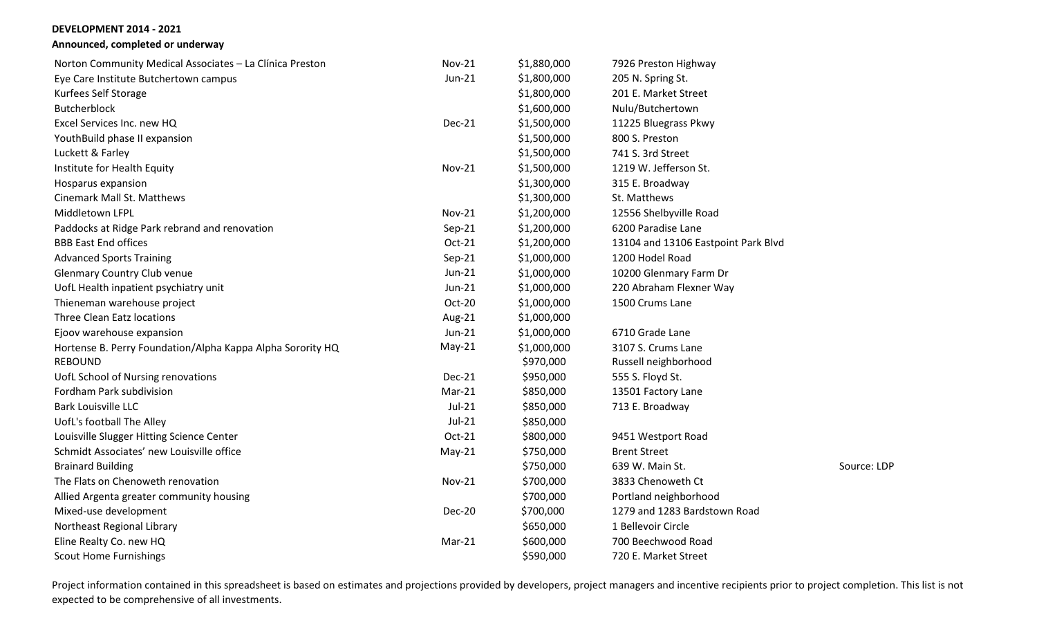**DEVELOPMENT 2014 - 2021**

**Announced, completed or underway**

| | | | |
|---|---|---|---|
| Norton Community Medical Associates – La Clínica Preston | Nov-21 | $1,880,000 | 7926 Preston Highway |
| Eye Care Institute Butchertown campus | Jun-21 | $1,800,000 | 205 N. Spring St. |
| Kurfees Self Storage | | $1,800,000 | 201 E. Market Street |
| Butcherblock | | $1,600,000 | Nulu/Butchertown |
| Excel Services Inc. new HQ | Dec-21 | $1,500,000 | 11225 Bluegrass Pkwy |
| YouthBuild phase II expansion | | $1,500,000 | 800 S. Preston |
| Luckett & Farley | | $1,500,000 | 741 S. 3rd Street |
| Institute for Health Equity | Nov-21 | $1,500,000 | 1219 W. Jefferson St. |
| Hosparus expansion | | $1,300,000 | 315 E. Broadway |
| Cinemark Mall St. Matthews | | $1,300,000 | St. Matthews |
| Middletown LFPL | Nov-21 | $1,200,000 | 12556 Shelbyville Road |
| Paddocks at Ridge Park rebrand and renovation | Sep-21 | $1,200,000 | 6200 Paradise Lane |
| BBB East End offices | Oct-21 | $1,200,000 | 13104 and 13106 Eastpoint Park Blvd |
| Advanced Sports Training | Sep-21 | $1,000,000 | 1200 Hodel Road |
| Glenmary Country Club venue | Jun-21 | $1,000,000 | 10200 Glenmary Farm Dr |
| UofL Health inpatient psychiatry unit | Jun-21 | $1,000,000 | 220 Abraham Flexner Way |
| Thieneman warehouse project | Oct-20 | $1,000,000 | 1500 Crums Lane |
| Three Clean Eatz locations | Aug-21 | $1,000,000 | |
| Ejoov warehouse expansion | Jun-21 | $1,000,000 | 6710 Grade Lane |
| Hortense B. Perry Foundation/Alpha Kappa Alpha Sorority HQ | May-21 | $1,000,000 | 3107 S. Crums Lane |
| REBOUND | | $970,000 | Russell neighborhood |
| UofL School of Nursing renovations | Dec-21 | $950,000 | 555 S. Floyd St. |
| Fordham Park subdivision | Mar-21 | $850,000 | 13501 Factory Lane |
| Bark Louisville LLC | Jul-21 | $850,000 | 713 E. Broadway |
| UofL's football The Alley | Jul-21 | $850,000 | |
| Louisville Slugger Hitting Science Center | Oct-21 | $800,000 | 9451 Westport Road |
| Schmidt Associates' new Louisville office | May-21 | $750,000 | Brent Street |
| Brainard Building | | $750,000 | 639 W. Main St. |
| The Flats on Chenoweth renovation | Nov-21 | $700,000 | 3833 Chenoweth Ct |
| Allied Argenta greater community housing | | $700,000 | Portland neighborhood |
| Mixed-use development | Dec-20 | $700,000 | 1279 and 1283 Bardstown Road |
| Northeast Regional Library | | $650,000 | 1 Bellevoir Circle |
| Eline Realty Co. new HQ | Mar-21 | $600,000 | 700 Beechwood Road |
| Scout Home Furnishings | | $590,000 | 720 E. Market Street |

Source: LDP

Project information contained in this spreadsheet is based on estimates and projections provided by developers, project managers and incentive recipients prior to project completion. This list is not expected to be comprehensive of all investments.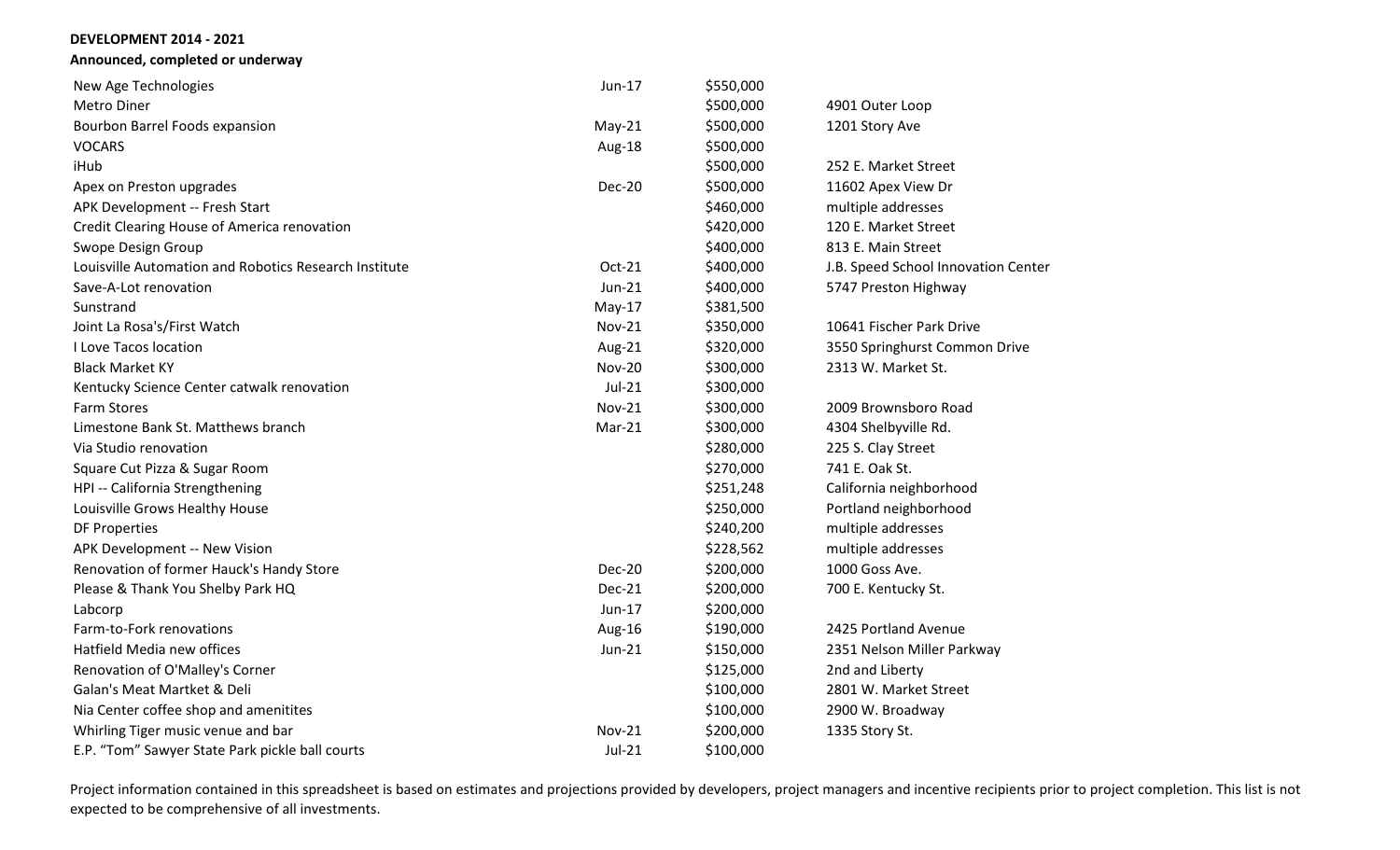**DEVELOPMENT 2014 - 2021**

**Announced, completed or underway**

| | | | |
|---|---|---|---|
| New Age Technologies | Jun-17 | $550,000 | |
| Metro Diner | | $500,000 | 4901 Outer Loop |
| Bourbon Barrel Foods expansion | May-21 | $500,000 | 1201 Story Ave |
| VOCARS | Aug-18 | $500,000 | |
| iHub | | $500,000 | 252 E. Market Street |
| Apex on Preston upgrades | Dec-20 | $500,000 | 11602 Apex View Dr |
| APK Development -- Fresh Start | | $460,000 | multiple addresses |
| Credit Clearing House of America renovation | | $420,000 | 120 E. Market Street |
| Swope Design Group | | $400,000 | 813 E. Main Street |
| Louisville Automation and Robotics Research Institute | Oct-21 | $400,000 | J.B. Speed School Innovation Center |
| Save-A-Lot renovation | Jun-21 | $400,000 | 5747 Preston Highway |
| Sunstrand | May-17 | $381,500 | |
| Joint La Rosa's/First Watch | Nov-21 | $350,000 | 10641 Fischer Park Drive |
| I Love Tacos location | Aug-21 | $320,000 | 3550 Springhurst Common Drive |
| Black Market KY | Nov-20 | $300,000 | 2313 W. Market St. |
| Kentucky Science Center catwalk renovation | Jul-21 | $300,000 | |
| Farm Stores | Nov-21 | $300,000 | 2009 Brownsboro Road |
| Limestone Bank St. Matthews branch | Mar-21 | $300,000 | 4304 Shelbyville Rd. |
| Via Studio renovation | | $280,000 | 225 S. Clay Street |
| Square Cut Pizza & Sugar Room | | $270,000 | 741 E. Oak St. |
| HPI -- California Strengthening | | $251,248 | California neighborhood |
| Louisville Grows Healthy House | | $250,000 | Portland neighborhood |
| DF Properties | | $240,200 | multiple addresses |
| APK Development -- New Vision | | $228,562 | multiple addresses |
| Renovation of former Hauck's Handy Store | Dec-20 | $200,000 | 1000 Goss Ave. |
| Please & Thank You Shelby Park HQ | Dec-21 | $200,000 | 700 E. Kentucky St. |
| Labcorp | Jun-17 | $200,000 | |
| Farm-to-Fork renovations | Aug-16 | $190,000 | 2425 Portland Avenue |
| Hatfield Media new offices | Jun-21 | $150,000 | 2351 Nelson Miller Parkway |
| Renovation of O'Malley's Corner | | $125,000 | 2nd and Liberty |
| Galan's Meat Martket & Deli | | $100,000 | 2801 W. Market Street |
| Nia Center coffee shop and amenitites | | $100,000 | 2900 W. Broadway |
| Whirling Tiger music venue and bar | Nov-21 | $200,000 | 1335 Story St. |
| E.P. "Tom" Sawyer State Park pickle ball courts | Jul-21 | $100,000 | |

Project information contained in this spreadsheet is based on estimates and projections provided by developers, project managers and incentive recipients prior to project completion. This list is not expected to be comprehensive of all investments.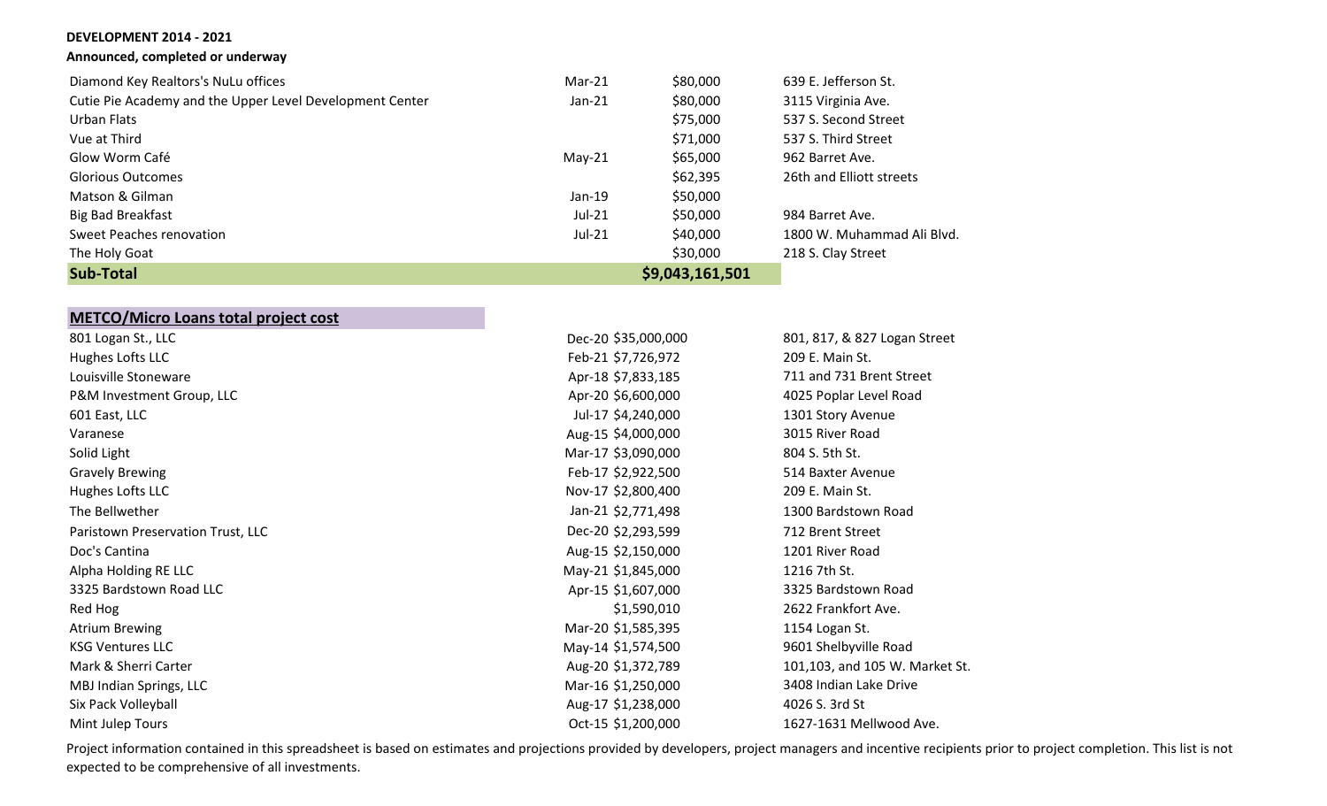**DEVELOPMENT 2014 - 2021**

**Announced, completed or underway**

| | | | |
|---|---|---|---|
| Diamond Key Realtors's NuLu offices | Mar-21 | $80,000 | 639 E. Jefferson St. |
| Cutie Pie Academy and the Upper Level Development Center | Jan-21 | $80,000 | 3115 Virginia Ave. |
| Urban Flats | | $75,000 | 537 S. Second Street |
| Vue at Third | | $71,000 | 537 S. Third Street |
| Glow Worm Café | May-21 | $65,000 | 962 Barret Ave. |
| Glorious Outcomes | | $62,395 | 26th and Elliott streets |
| Matson & Gilman | Jan-19 | $50,000 | |
| Big Bad Breakfast | Jul-21 | $50,000 | 984 Barret Ave. |
| Sweet Peaches renovation | Jul-21 | $40,000 | 1800 W. Muhammad Ali Blvd. |
| The Holy Goat | | $30,000 | 218 S. Clay Street |
| **Sub-Total** | | **$9,043,161,501** | |

| **METCO/Micro Loans total project cost** | | | |
|---|---|---|---|
| 801 Logan St., LLC | Dec-20 | $35,000,000 | 801, 817, & 827 Logan Street |
| Hughes Lofts LLC | Feb-21 | $7,726,972 | 209 E. Main St. |
| Louisville Stoneware | Apr-18 | $7,833,185 | 711 and 731 Brent Street |
| P&M Investment Group, LLC | Apr-20 | $6,600,000 | 4025 Poplar Level Road |
| 601 East, LLC | Jul-17 | $4,240,000 | 1301 Story Avenue |
| Varanese | Aug-15 | $4,000,000 | 3015 River Road |
| Solid Light | Mar-17 | $3,090,000 | 804 S. 5th St. |
| Gravely Brewing | Feb-17 | $2,922,500 | 514 Baxter Avenue |
| Hughes Lofts LLC | Nov-17 | $2,800,400 | 209 E. Main St. |
| The Bellwether | Jan-21 | $2,771,498 | 1300 Bardstown Road |
| Paristown Preservation Trust, LLC | Dec-20 | $2,293,599 | 712 Brent Street |
| Doc's Cantina | Aug-15 | $2,150,000 | 1201 River Road |
| Alpha Holding RE LLC | May-21 | $1,845,000 | 1216 7th St. |
| 3325 Bardstown Road LLC | Apr-15 | $1,607,000 | 3325 Bardstown Road |
| Red Hog | | $1,590,010 | 2622 Frankfort Ave. |
| Atrium Brewing | Mar-20 | $1,585,395 | 1154 Logan St. |
| KSG Ventures LLC | May-14 | $1,574,500 | 9601 Shelbyville Road |
| Mark & Sherri Carter | Aug-20 | $1,372,789 | 101,103, and 105 W. Market St. |
| MBJ Indian Springs, LLC | Mar-16 | $1,250,000 | 3408 Indian Lake Drive |
| Six Pack Volleyball | Aug-17 | $1,238,000 | 4026 S. 3rd St |
| Mint Julep Tours | Oct-15 | $1,200,000 | 1627-1631 Mellwood Ave. |

Project information contained in this spreadsheet is based on estimates and projections provided by developers, project managers and incentive recipients prior to project completion. This list is not expected to be comprehensive of all investments.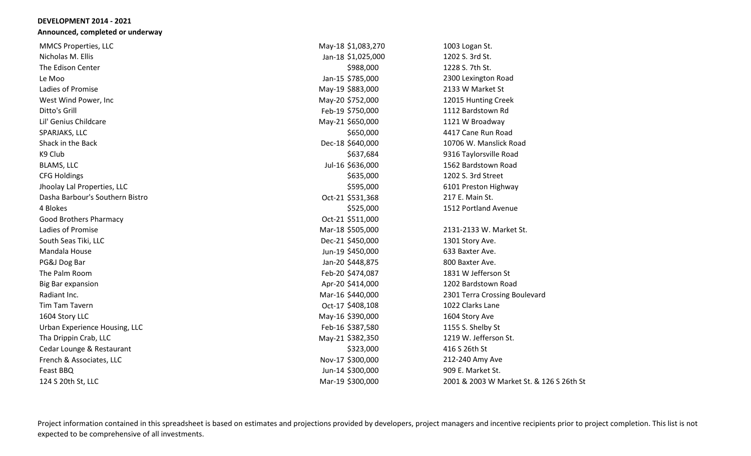**DEVELOPMENT 2014 - 2021**

**Announced, completed or underway**

| | | | |
|---|---|---|---|
| MMCS Properties, LLC | May-18 | $1,083,270 | 1003 Logan St. |
| Nicholas M. Ellis | Jan-18 | $1,025,000 | 1202 S. 3rd St. |
| The Edison Center | | $988,000 | 1228 S. 7th St. |
| Le Moo | Jan-15 | $785,000 | 2300 Lexington Road |
| Ladies of Promise | May-19 | $883,000 | 2133 W Market St |
| West Wind Power, Inc | May-20 | $752,000 | 12015 Hunting Creek |
| Ditto's Grill | Feb-19 | $750,000 | 1112 Bardstown Rd |
| Lil' Genius Childcare | May-21 | $650,000 | 1121 W Broadway |
| SPARJAKS, LLC | | $650,000 | 4417 Cane Run Road |
| Shack in the Back | Dec-18 | $640,000 | 10706 W. Manslick Road |
| K9 Club | | $637,684 | 9316 Taylorsville Road |
| BLAMS, LLC | Jul-16 | $636,000 | 1562 Bardstown Road |
| CFG Holdings | | $635,000 | 1202 S. 3rd Street |
| Jhoolay Lal Properties, LLC | | $595,000 | 6101 Preston Highway |
| Dasha Barbour's Southern Bistro | Oct-21 | $531,368 | 217 E. Main St. |
| 4 Blokes | | $525,000 | 1512 Portland Avenue |
| Good Brothers Pharmacy | Oct-21 | $511,000 | |
| Ladies of Promise | Mar-18 | $505,000 | 2131-2133 W. Market St. |
| South Seas Tiki, LLC | Dec-21 | $450,000 | 1301 Story Ave. |
| Mandala House | Jun-19 | $450,000 | 633 Baxter Ave. |
| PG&J Dog Bar | Jan-20 | $448,875 | 800 Baxter Ave. |
| The Palm Room | Feb-20 | $474,087 | 1831 W Jefferson St |
| Big Bar expansion | Apr-20 | $414,000 | 1202 Bardstown Road |
| Radiant Inc. | Mar-16 | $440,000 | 2301 Terra Crossing Boulevard |
| Tim Tam Tavern | Oct-17 | $408,108 | 1022 Clarks Lane |
| 1604 Story LLC | May-16 | $390,000 | 1604 Story Ave |
| Urban Experience Housing, LLC | Feb-16 | $387,580 | 1155 S. Shelby St |
| Tha Drippin Crab, LLC | May-21 | $382,350 | 1219 W. Jefferson St. |
| Cedar Lounge & Restaurant | | $323,000 | 416 S 26th St |
| French & Associates, LLC | Nov-17 | $300,000 | 212-240 Amy Ave |
| Feast BBQ | Jun-14 | $300,000 | 909 E. Market St. |
| 124 S 20th St, LLC | Mar-19 | $300,000 | 2001 & 2003 W Market St. & 126 S 26th St |

Project information contained in this spreadsheet is based on estimates and projections provided by developers, project managers and incentive recipients prior to project completion. This list is not expected to be comprehensive of all investments.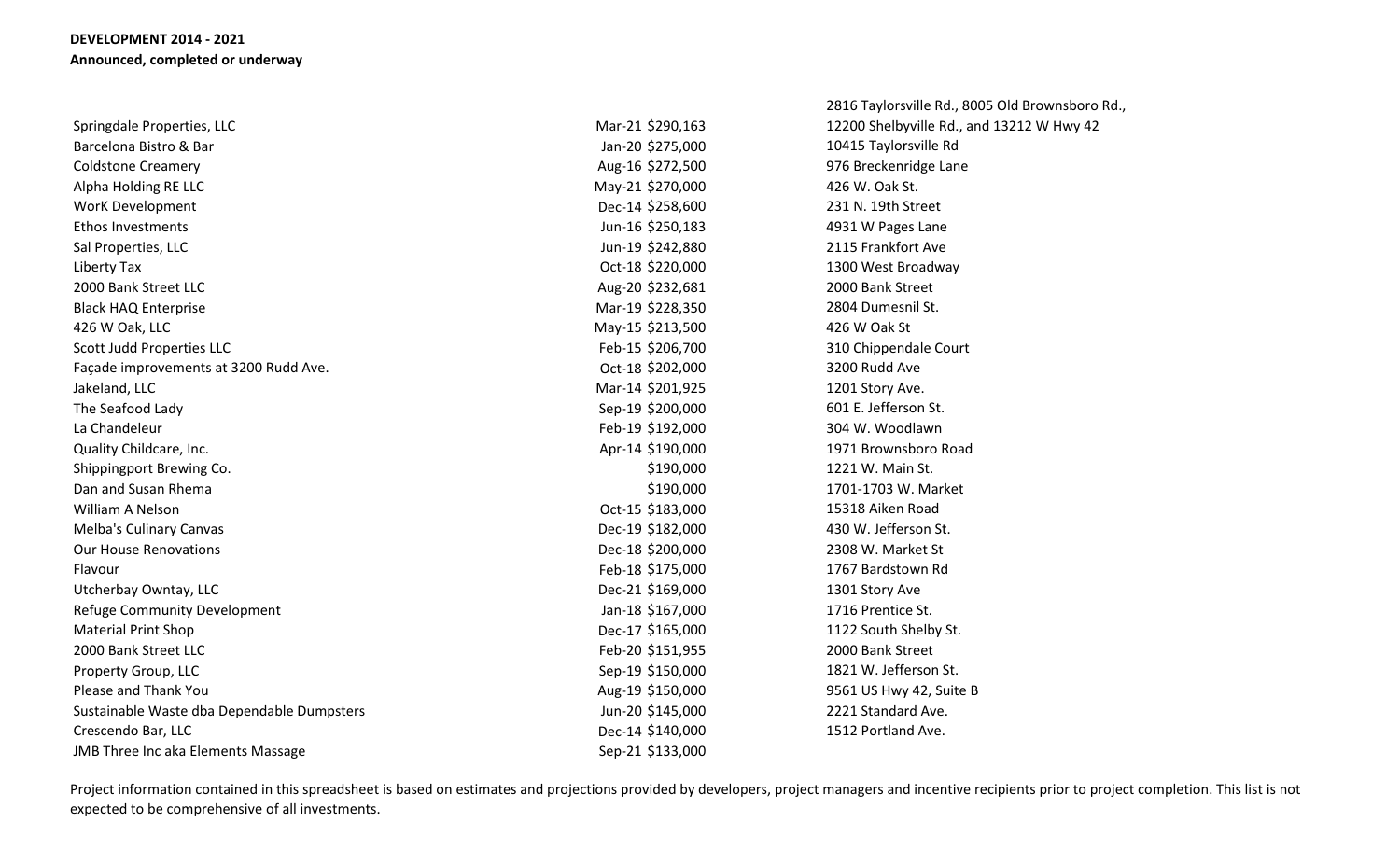**DEVELOPMENT 2014 - 2021**
**Announced, completed or underway**

| | | | |
|---|---|---|---|
| Springdale Properties, LLC | Mar-21 | $290,163 | 2816 Taylorsville Rd., 8005 Old Brownsboro Rd., 12200 Shelbyville Rd., and 13212 W Hwy 42 |
| Barcelona Bistro & Bar | Jan-20 | $275,000 | 10415 Taylorsville Rd |
| Coldstone Creamery | Aug-16 | $272,500 | 976 Breckenridge Lane |
| Alpha Holding RE LLC | May-21 | $270,000 | 426 W. Oak St. |
| WorK Development | Dec-14 | $258,600 | 231 N. 19th Street |
| Ethos Investments | Jun-16 | $250,183 | 4931 W Pages Lane |
| Sal Properties, LLC | Jun-19 | $242,880 | 2115 Frankfort Ave |
| Liberty Tax | Oct-18 | $220,000 | 1300 West Broadway |
| 2000 Bank Street LLC | Aug-20 | $232,681 | 2000 Bank Street |
| Black HAQ Enterprise | Mar-19 | $228,350 | 2804 Dumesnil St. |
| 426 W Oak, LLC | May-15 | $213,500 | 426 W Oak St |
| Scott Judd Properties LLC | Feb-15 | $206,700 | 310 Chippendale Court |
| Façade improvements at 3200 Rudd Ave. | Oct-18 | $202,000 | 3200 Rudd Ave |
| Jakeland, LLC | Mar-14 | $201,925 | 1201 Story Ave. |
| The Seafood Lady | Sep-19 | $200,000 | 601 E. Jefferson St. |
| La Chandeleur | Feb-19 | $192,000 | 304 W. Woodlawn |
| Quality Childcare, Inc. | Apr-14 | $190,000 | 1971 Brownsboro Road |
| Shippingport Brewing Co. | | $190,000 | 1221 W. Main St. |
| Dan and Susan Rhema | | $190,000 | 1701-1703 W. Market |
| William A Nelson | Oct-15 | $183,000 | 15318 Aiken Road |
| Melba's Culinary Canvas | Dec-19 | $182,000 | 430 W. Jefferson St. |
| Our House Renovations | Dec-18 | $200,000 | 2308 W. Market St |
| Flavour | Feb-18 | $175,000 | 1767 Bardstown Rd |
| Utcherbay Owntay, LLC | Dec-21 | $169,000 | 1301 Story Ave |
| Refuge Community Development | Jan-18 | $167,000 | 1716 Prentice St. |
| Material Print Shop | Dec-17 | $165,000 | 1122 South Shelby St. |
| 2000 Bank Street LLC | Feb-20 | $151,955 | 2000 Bank Street |
| Property Group, LLC | Sep-19 | $150,000 | 1821 W. Jefferson St. |
| Please and Thank You | Aug-19 | $150,000 | 9561 US Hwy 42, Suite B |
| Sustainable Waste dba Dependable Dumpsters | Jun-20 | $145,000 | 2221 Standard Ave. |
| Crescendo Bar, LLC | Dec-14 | $140,000 | 1512 Portland Ave. |
| JMB Three Inc aka Elements Massage | Sep-21 | $133,000 | |

Project information contained in this spreadsheet is based on estimates and projections provided by developers, project managers and incentive recipients prior to project completion. This list is not expected to be comprehensive of all investments.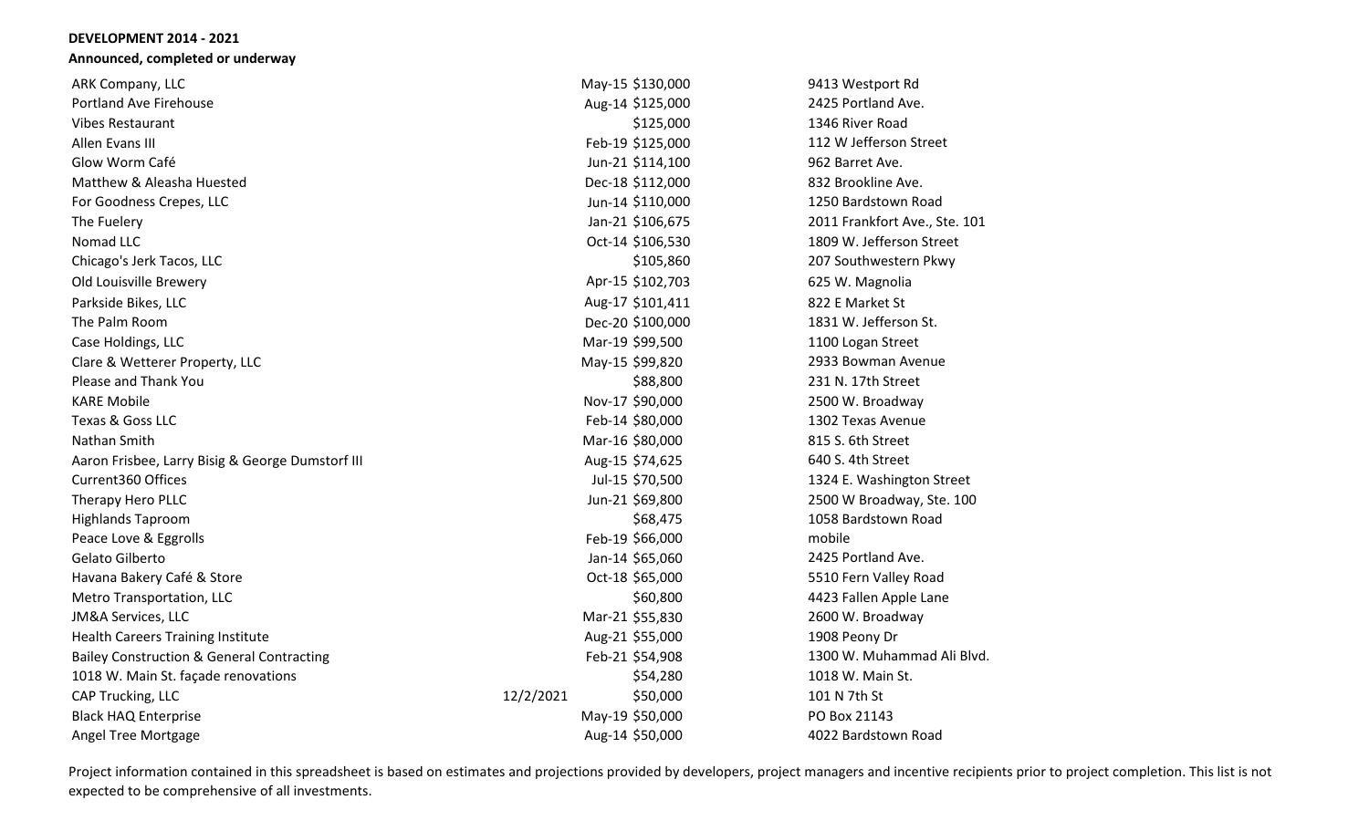**DEVELOPMENT 2014 - 2021**

**Announced, completed or underway**

| Name | Date | Amount | Address |
|---|---|---|---|
| ARK Company, LLC | May-15 | $130,000 | 9413 Westport Rd |
| Portland Ave Firehouse | Aug-14 | $125,000 | 2425 Portland Ave. |
| Vibes Restaurant | | $125,000 | 1346 River Road |
| Allen Evans III | Feb-19 | $125,000 | 112 W Jefferson Street |
| Glow Worm Café | Jun-21 | $114,100 | 962 Barret Ave. |
| Matthew & Aleasha Huested | Dec-18 | $112,000 | 832 Brookline Ave. |
| For Goodness Crepes, LLC | Jun-14 | $110,000 | 1250 Bardstown Road |
| The Fuelery | Jan-21 | $106,675 | 2011 Frankfort Ave., Ste. 101 |
| Nomad LLC | Oct-14 | $106,530 | 1809 W. Jefferson Street |
| Chicago's Jerk Tacos, LLC | | $105,860 | 207 Southwestern Pkwy |
| Old Louisville Brewery | Apr-15 | $102,703 | 625 W. Magnolia |
| Parkside Bikes, LLC | Aug-17 | $101,411 | 822 E Market St |
| The Palm Room | Dec-20 | $100,000 | 1831 W. Jefferson St. |
| Case Holdings, LLC | Mar-19 | $99,500 | 1100 Logan Street |
| Clare & Wetterer Property, LLC | May-15 | $99,820 | 2933 Bowman Avenue |
| Please and Thank You | | $88,800 | 231 N. 17th Street |
| KARE Mobile | Nov-17 | $90,000 | 2500 W. Broadway |
| Texas & Goss LLC | Feb-14 | $80,000 | 1302 Texas Avenue |
| Nathan Smith | Mar-16 | $80,000 | 815 S. 6th Street |
| Aaron Frisbee, Larry Bisig & George Dumstorf III | Aug-15 | $74,625 | 640 S. 4th Street |
| Current360 Offices | Jul-15 | $70,500 | 1324 E. Washington Street |
| Therapy Hero PLLC | Jun-21 | $69,800 | 2500 W Broadway, Ste. 100 |
| Highlands Taproom | | $68,475 | 1058 Bardstown Road |
| Peace Love & Eggrolls | Feb-19 | $66,000 | mobile |
| Gelato Gilberto | Jan-14 | $65,060 | 2425 Portland Ave. |
| Havana Bakery Café & Store | Oct-18 | $65,000 | 5510 Fern Valley Road |
| Metro Transportation, LLC | | $60,800 | 4423 Fallen Apple Lane |
| JM&A Services, LLC | Mar-21 | $55,830 | 2600 W. Broadway |
| Health Careers Training Institute | Aug-21 | $55,000 | 1908 Peony Dr |
| Bailey Construction & General Contracting | Feb-21 | $54,908 | 1300 W. Muhammad Ali Blvd. |
| 1018 W. Main St. façade renovations | | $54,280 | 1018 W. Main St. |
| CAP Trucking, LLC | 12/2/2021 | $50,000 | 101 N 7th St |
| Black HAQ Enterprise | May-19 | $50,000 | PO Box 21143 |
| Angel Tree Mortgage | Aug-14 | $50,000 | 4022 Bardstown Road |

Project information contained in this spreadsheet is based on estimates and projections provided by developers, project managers and incentive recipients prior to project completion. This list is not expected to be comprehensive of all investments.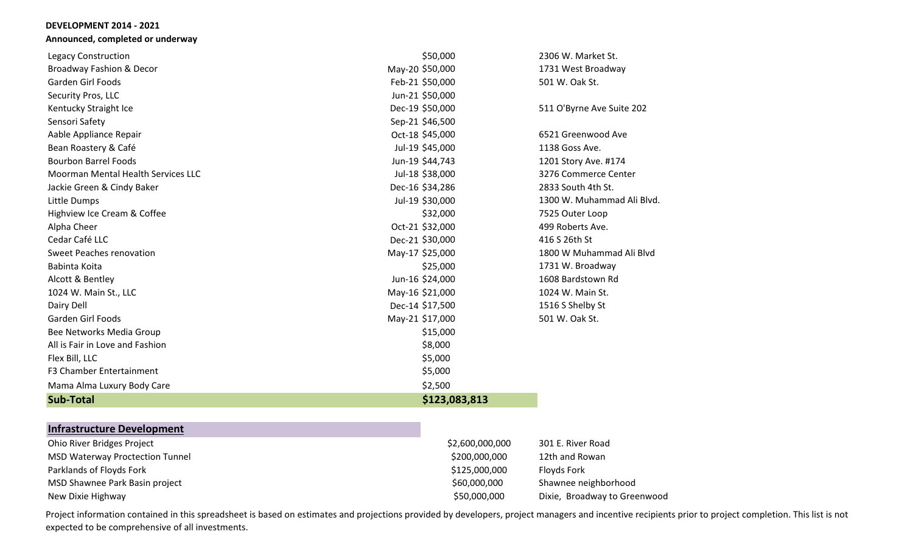**DEVELOPMENT 2014 - 2021**

**Announced, completed or underway**

| Project | Date | Amount | Address |
|---|---|---|---|
| Legacy Construction | | $50,000 | 2306 W. Market St. |
| Broadway Fashion & Decor | May-20 | $50,000 | 1731 West Broadway |
| Garden Girl Foods | Feb-21 | $50,000 | 501 W. Oak St. |
| Security Pros, LLC | Jun-21 | $50,000 | |
| Kentucky Straight Ice | Dec-19 | $50,000 | 511 O'Byrne Ave Suite 202 |
| Sensori Safety | Sep-21 | $46,500 | |
| Aable Appliance Repair | Oct-18 | $45,000 | 6521 Greenwood Ave |
| Bean Roastery & Café | Jul-19 | $45,000 | 1138 Goss Ave. |
| Bourbon Barrel Foods | Jun-19 | $44,743 | 1201 Story Ave. #174 |
| Moorman Mental Health Services LLC | Jul-18 | $38,000 | 3276 Commerce Center |
| Jackie Green & Cindy Baker | Dec-16 | $34,286 | 2833 South 4th St. |
| Little Dumps | Jul-19 | $30,000 | 1300 W. Muhammad Ali Blvd. |
| Highview Ice Cream & Coffee | | $32,000 | 7525 Outer Loop |
| Alpha Cheer | Oct-21 | $32,000 | 499 Roberts Ave. |
| Cedar Café LLC | Dec-21 | $30,000 | 416 S 26th St |
| Sweet Peaches renovation | May-17 | $25,000 | 1800 W Muhammad Ali Blvd |
| Babinta Koita | | $25,000 | 1731 W. Broadway |
| Alcott & Bentley | Jun-16 | $24,000 | 1608 Bardstown Rd |
| 1024 W. Main St., LLC | May-16 | $21,000 | 1024 W. Main St. |
| Dairy Dell | Dec-14 | $17,500 | 1516 S Shelby St |
| Garden Girl Foods | May-21 | $17,000 | 501 W. Oak St. |
| Bee Networks Media Group | | $15,000 | |
| All is Fair in Love and Fashion | | $8,000 | |
| Flex Bill, LLC | | $5,000 | |
| F3 Chamber Entertainment | | $5,000 | |
| Mama Alma Luxury Body Care | | $2,500 | |
| **Sub-Total** | | **$123,083,813** | |

| **Infrastructure Development** | | |
|---|---|---|
| Ohio River Bridges Project | $2,600,000,000 | 301 E. River Road |
| MSD Waterway Proctection Tunnel | $200,000,000 | 12th and Rowan |
| Parklands of Floyds Fork | $125,000,000 | Floyds Fork |
| MSD Shawnee Park Basin project | $60,000,000 | Shawnee neighborhood |
| New Dixie Highway | $50,000,000 | Dixie, Broadway to Greenwood |

Project information contained in this spreadsheet is based on estimates and projections provided by developers, project managers and incentive recipients prior to project completion. This list is not expected to be comprehensive of all investments.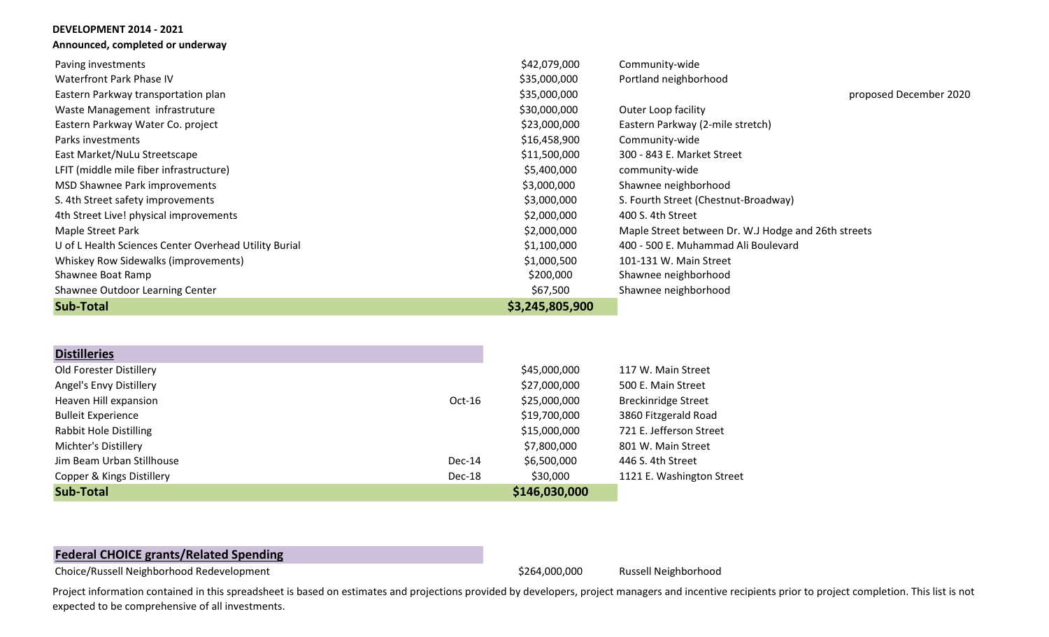**DEVELOPMENT 2014 - 2021**

**Announced, completed or underway**

| Project | Date | Amount | Location | Notes |
|---|---|---|---|---|
| Paving investments | | $42,079,000 | Community-wide | |
| Waterfront Park Phase IV | | $35,000,000 | Portland neighborhood | |
| Eastern Parkway transportation plan | | $35,000,000 | | proposed December 2020 |
| Waste Management infrastruture | | $30,000,000 | Outer Loop facility | |
| Eastern Parkway Water Co. project | | $23,000,000 | Eastern Parkway (2-mile stretch) | |
| Parks investments | | $16,458,900 | Community-wide | |
| East Market/NuLu Streetscape | | $11,500,000 | 300 - 843 E. Market Street | |
| LFIT (middle mile fiber infrastructure) | | $5,400,000 | community-wide | |
| MSD Shawnee Park improvements | | $3,000,000 | Shawnee neighborhood | |
| S. 4th Street safety improvements | | $3,000,000 | S. Fourth Street (Chestnut-Broadway) | |
| 4th Street Live! physical improvements | | $2,000,000 | 400 S. 4th Street | |
| Maple Street Park | | $2,000,000 | Maple Street between Dr. W.J Hodge and 26th streets | |
| U of L Health Sciences Center Overhead Utility Burial | | $1,100,000 | 400 - 500 E. Muhammad Ali Boulevard | |
| Whiskey Row Sidewalks (improvements) | | $1,000,500 | 101-131 W. Main Street | |
| Shawnee Boat Ramp | | $200,000 | Shawnee neighborhood | |
| Shawnee Outdoor Learning Center | | $67,500 | Shawnee neighborhood | |
| **Sub-Total** | | **$3,245,805,900** | | |

| **Distilleries** | | | |
|---|---|---|---|
| Old Forester Distillery | | $45,000,000 | 117 W. Main Street |
| Angel's Envy Distillery | | $27,000,000 | 500 E. Main Street |
| Heaven Hill expansion | Oct-16 | $25,000,000 | Breckinridge Street |
| Bulleit Experience | | $19,700,000 | 3860 Fitzgerald Road |
| Rabbit Hole Distilling | | $15,000,000 | 721 E. Jefferson Street |
| Michter's Distillery | | $7,800,000 | 801 W. Main Street |
| Jim Beam Urban Stillhouse | Dec-14 | $6,500,000 | 446 S. 4th Street |
| Copper & Kings Distillery | Dec-18 | $30,000 | 1121 E. Washington Street |
| **Sub-Total** | | **$146,030,000** | |

| **Federal CHOICE grants/Related Spending** | | |
|---|---|---|
| Choice/Russell Neighborhood Redevelopment | $264,000,000 | Russell Neighborhood |

Project information contained in this spreadsheet is based on estimates and projections provided by developers, project managers and incentive recipients prior to project completion. This list is not expected to be comprehensive of all investments.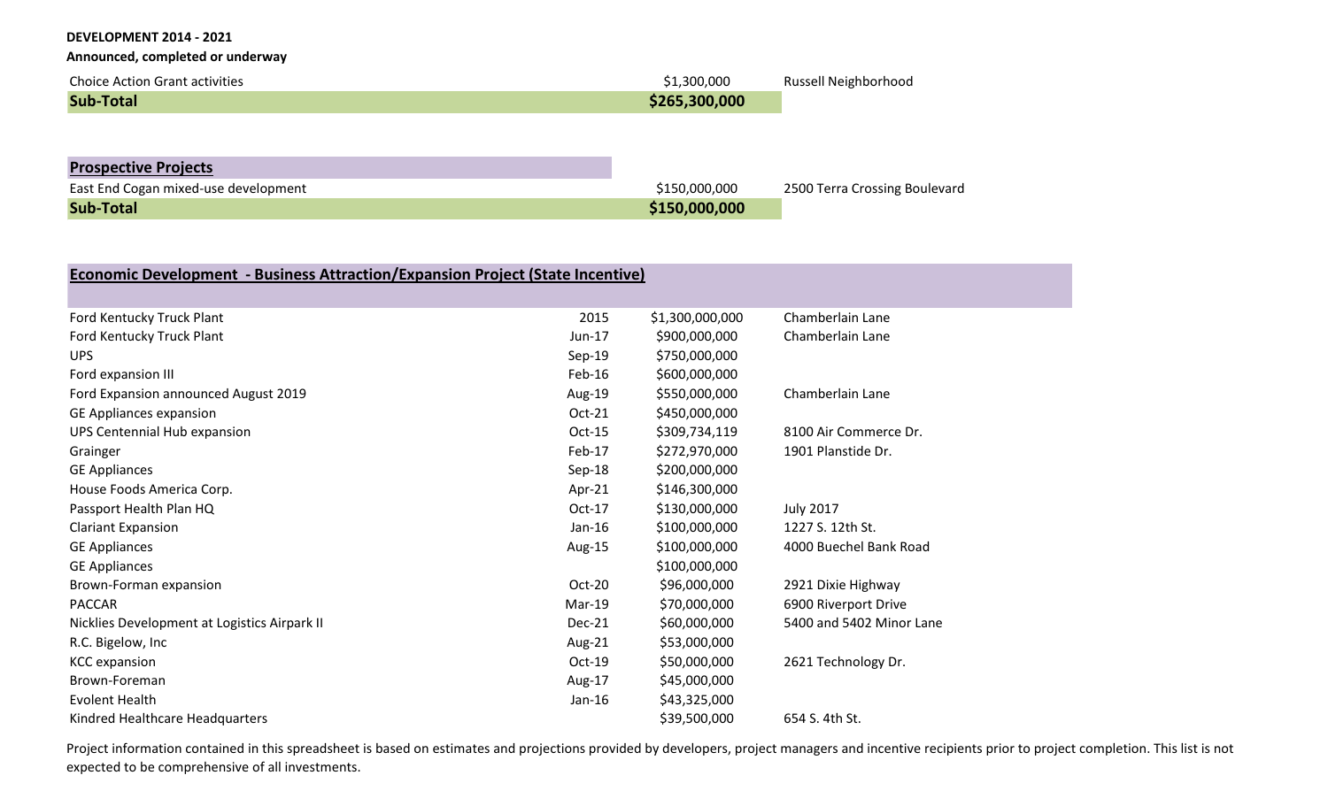**DEVELOPMENT 2014 - 2021**

**Announced, completed or underway**

| | | |
|---|---|---|
| Choice Action Grant activities | $1,300,000 | Russell Neighborhood |
| **Sub-Total** | **$265,300,000** | |

| **Prospective Projects** | | |
|---|---|---|
| East End Cogan mixed-use development | $150,000,000 | 2500 Terra Crossing Boulevard |
| **Sub-Total** | **$150,000,000** | |

| **Economic Development - Business Attraction/Expansion Project (State Incentive)** | | | |
|---|---|---|---|
| Ford Kentucky Truck Plant | 2015 | $1,300,000,000 | Chamberlain Lane |
| Ford Kentucky Truck Plant | Jun-17 | $900,000,000 | Chamberlain Lane |
| UPS | Sep-19 | $750,000,000 | |
| Ford expansion III | Feb-16 | $600,000,000 | |
| Ford Expansion announced August 2019 | Aug-19 | $550,000,000 | Chamberlain Lane |
| GE Appliances expansion | Oct-21 | $450,000,000 | |
| UPS Centennial Hub expansion | Oct-15 | $309,734,119 | 8100 Air Commerce Dr. |
| Grainger | Feb-17 | $272,970,000 | 1901 Planstide Dr. |
| GE Appliances | Sep-18 | $200,000,000 | |
| House Foods America Corp. | Apr-21 | $146,300,000 | |
| Passport Health Plan HQ | Oct-17 | $130,000,000 | July 2017 |
| Clariant Expansion | Jan-16 | $100,000,000 | 1227 S. 12th St. |
| GE Appliances | Aug-15 | $100,000,000 | 4000 Buechel Bank Road |
| GE Appliances | | $100,000,000 | |
| Brown-Forman expansion | Oct-20 | $96,000,000 | 2921 Dixie Highway |
| PACCAR | Mar-19 | $70,000,000 | 6900 Riverport Drive |
| Nicklies Development at Logistics Airpark II | Dec-21 | $60,000,000 | 5400 and 5402 Minor Lane |
| R.C. Bigelow, Inc | Aug-21 | $53,000,000 | |
| KCC expansion | Oct-19 | $50,000,000 | 2621 Technology Dr. |
| Brown-Foreman | Aug-17 | $45,000,000 | |
| Evolent Health | Jan-16 | $43,325,000 | |
| Kindred Healthcare Headquarters | | $39,500,000 | 654 S. 4th St. |

Project information contained in this spreadsheet is based on estimates and projections provided by developers, project managers and incentive recipients prior to project completion. This list is not expected to be comprehensive of all investments.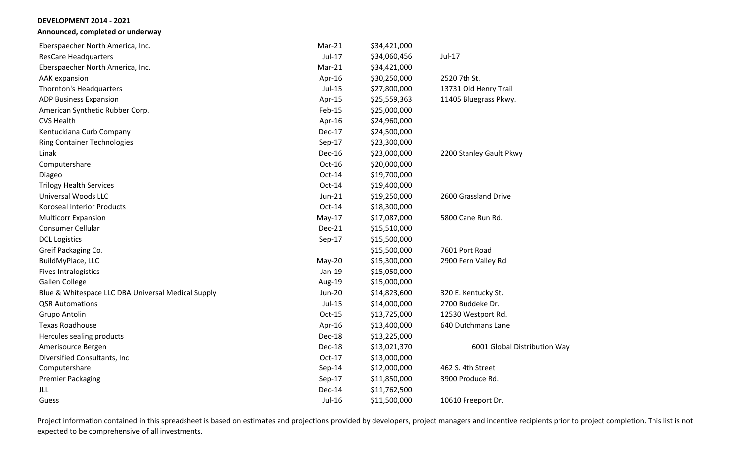**DEVELOPMENT 2014 - 2021**

**Announced, completed or underway**

| Project | Date | Investment | Address |
|---|---|---|---|
| Eberspaecher North America, Inc. | Mar-21 | $34,421,000 | |
| ResCare Headquarters | Jul-17 | $34,060,456 | Jul-17 |
| Eberspaecher North America, Inc. | Mar-21 | $34,421,000 | |
| AAK expansion | Apr-16 | $30,250,000 | 2520 7th St. |
| Thornton's Headquarters | Jul-15 | $27,800,000 | 13731 Old Henry Trail |
| ADP Business Expansion | Apr-15 | $25,559,363 | 11405 Bluegrass Pkwy. |
| American Synthetic Rubber Corp. | Feb-15 | $25,000,000 | |
| CVS Health | Apr-16 | $24,960,000 | |
| Kentuckiana Curb Company | Dec-17 | $24,500,000 | |
| Ring Container Technologies | Sep-17 | $23,300,000 | |
| Linak | Dec-16 | $23,000,000 | 2200 Stanley Gault Pkwy |
| Computershare | Oct-16 | $20,000,000 | |
| Diageo | Oct-14 | $19,700,000 | |
| Trilogy Health Services | Oct-14 | $19,400,000 | |
| Universal Woods LLC | Jun-21 | $19,250,000 | 2600 Grassland Drive |
| Koroseal Interior Products | Oct-14 | $18,300,000 | |
| Multicorr Expansion | May-17 | $17,087,000 | 5800 Cane Run Rd. |
| Consumer Cellular | Dec-21 | $15,510,000 | |
| DCL Logistics | Sep-17 | $15,500,000 | |
| Greif Packaging Co. | | $15,500,000 | 7601 Port Road |
| BuildMyPlace, LLC | May-20 | $15,300,000 | 2900 Fern Valley Rd |
| Fives Intralogistics | Jan-19 | $15,050,000 | |
| Gallen College | Aug-19 | $15,000,000 | |
| Blue & Whitespace LLC DBA Universal Medical Supply | Jun-20 | $14,823,600 | 320 E. Kentucky St. |
| QSR Automations | Jul-15 | $14,000,000 | 2700 Buddeke Dr. |
| Grupo Antolin | Oct-15 | $13,725,000 | 12530 Westport Rd. |
| Texas Roadhouse | Apr-16 | $13,400,000 | 640 Dutchmans Lane |
| Hercules sealing products | Dec-18 | $13,225,000 | |
| Amerisource Bergen | Dec-18 | $13,021,370 | 6001 Global Distribution Way |
| Diversified Consultants, Inc | Oct-17 | $13,000,000 | |
| Computershare | Sep-14 | $12,000,000 | 462 S. 4th Street |
| Premier Packaging | Sep-17 | $11,850,000 | 3900 Produce Rd. |
| JLL | Dec-14 | $11,762,500 | |
| Guess | Jul-16 | $11,500,000 | 10610 Freeport Dr. |

Project information contained in this spreadsheet is based on estimates and projections provided by developers, project managers and incentive recipients prior to project completion. This list is not expected to be comprehensive of all investments.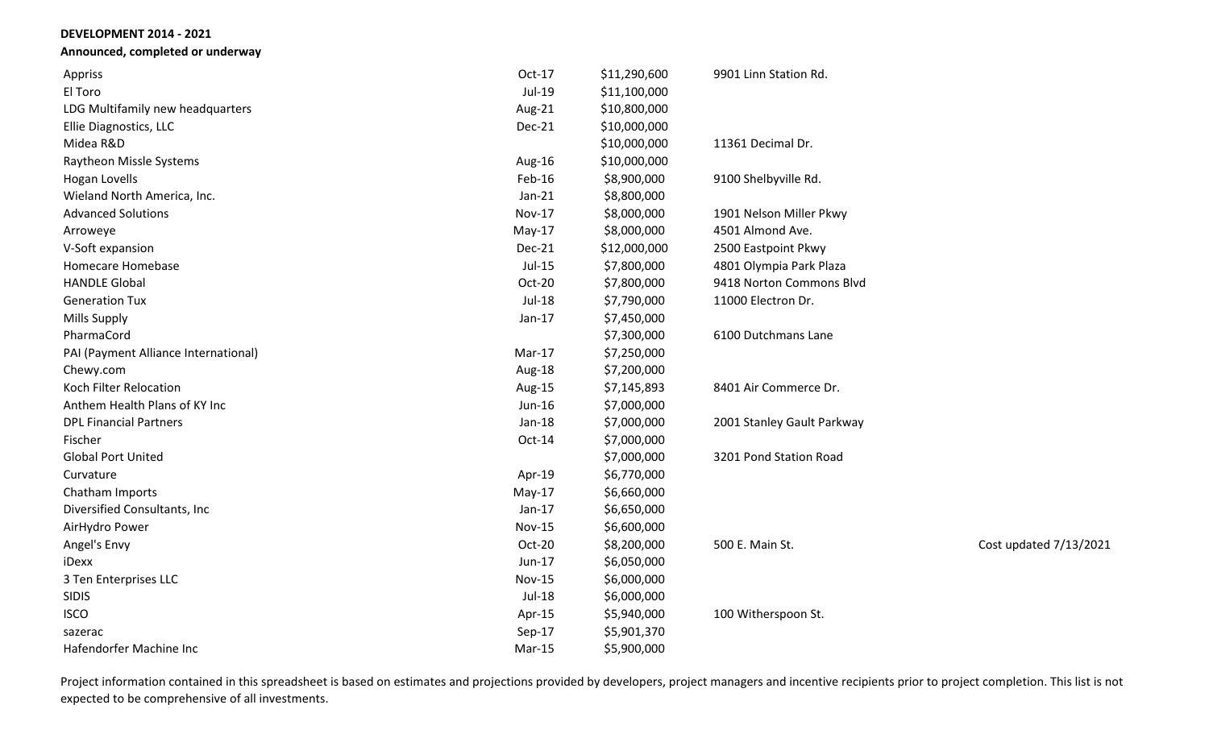**DEVELOPMENT 2014 - 2021**

**Announced, completed or underway**

| | | | | |
|---|---|---|---|---|
| Appriss | Oct-17 | $11,290,600 | 9901 Linn Station Rd. | |
| El Toro | Jul-19 | $11,100,000 | | |
| LDG Multifamily new headquarters | Aug-21 | $10,800,000 | | |
| Ellie Diagnostics, LLC | Dec-21 | $10,000,000 | | |
| Midea R&D | | $10,000,000 | 11361 Decimal Dr. | |
| Raytheon Missle Systems | Aug-16 | $10,000,000 | | |
| Hogan Lovells | Feb-16 | $8,900,000 | 9100 Shelbyville Rd. | |
| Wieland North America, Inc. | Jan-21 | $8,800,000 | | |
| Advanced Solutions | Nov-17 | $8,000,000 | 1901 Nelson Miller Pkwy | |
| Arroweye | May-17 | $8,000,000 | 4501 Almond Ave. | |
| V-Soft expansion | Dec-21 | $12,000,000 | 2500 Eastpoint Pkwy | |
| Homecare Homebase | Jul-15 | $7,800,000 | 4801 Olympia Park Plaza | |
| HANDLE Global | Oct-20 | $7,800,000 | 9418 Norton Commons Blvd | |
| Generation Tux | Jul-18 | $7,790,000 | 11000 Electron Dr. | |
| Mills Supply | Jan-17 | $7,450,000 | | |
| PharmaCord | | $7,300,000 | 6100 Dutchmans Lane | |
| PAI (Payment Alliance International) | Mar-17 | $7,250,000 | | |
| Chewy.com | Aug-18 | $7,200,000 | | |
| Koch Filter Relocation | Aug-15 | $7,145,893 | 8401 Air Commerce Dr. | |
| Anthem Health Plans of KY Inc | Jun-16 | $7,000,000 | | |
| DPL Financial Partners | Jan-18 | $7,000,000 | 2001 Stanley Gault Parkway | |
| Fischer | Oct-14 | $7,000,000 | | |
| Global Port United | | $7,000,000 | 3201 Pond Station Road | |
| Curvature | Apr-19 | $6,770,000 | | |
| Chatham Imports | May-17 | $6,660,000 | | |
| Diversified Consultants, Inc | Jan-17 | $6,650,000 | | |
| AirHydro Power | Nov-15 | $6,600,000 | | |
| Angel's Envy | Oct-20 | $8,200,000 | 500 E. Main St. | Cost updated 7/13/2021 |
| iDexx | Jun-17 | $6,050,000 | | |
| 3 Ten Enterprises LLC | Nov-15 | $6,000,000 | | |
| SIDIS | Jul-18 | $6,000,000 | | |
| ISCO | Apr-15 | $5,940,000 | 100 Witherspoon St. | |
| sazerac | Sep-17 | $5,901,370 | | |
| Hafendorfer Machine Inc | Mar-15 | $5,900,000 | | |

Project information contained in this spreadsheet is based on estimates and projections provided by developers, project managers and incentive recipients prior to project completion. This list is not expected to be comprehensive of all investments.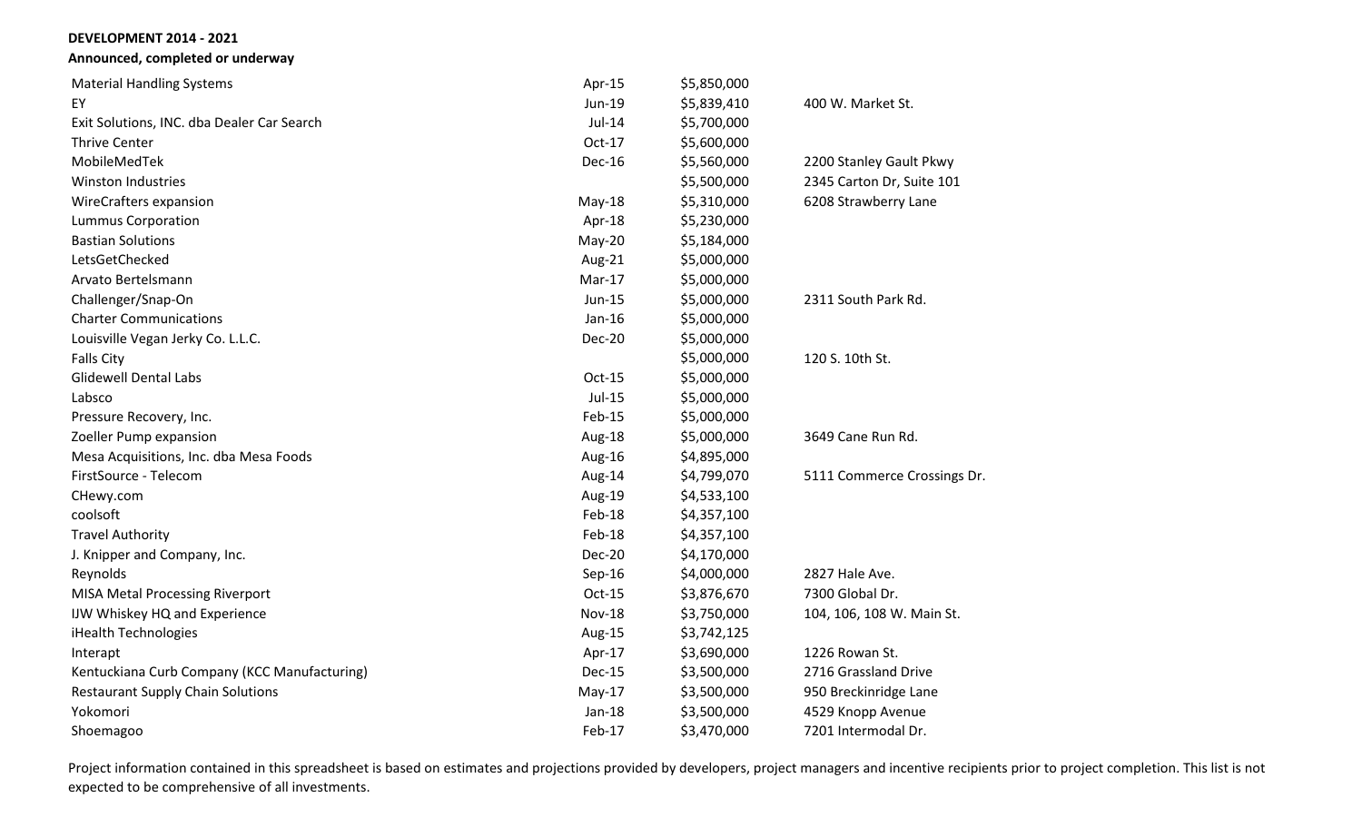**DEVELOPMENT 2014 - 2021**

**Announced, completed or underway**

| | | | |
|---|---|---|---|
| Material Handling Systems | Apr-15 | $5,850,000 | |
| EY | Jun-19 | $5,839,410 | 400 W. Market St. |
| Exit Solutions, INC. dba Dealer Car Search | Jul-14 | $5,700,000 | |
| Thrive Center | Oct-17 | $5,600,000 | |
| MobileMedTek | Dec-16 | $5,560,000 | 2200 Stanley Gault Pkwy |
| Winston Industries | | $5,500,000 | 2345 Carton Dr, Suite 101 |
| WireCrafters expansion | May-18 | $5,310,000 | 6208 Strawberry Lane |
| Lummus Corporation | Apr-18 | $5,230,000 | |
| Bastian Solutions | May-20 | $5,184,000 | |
| LetsGetChecked | Aug-21 | $5,000,000 | |
| Arvato Bertelsmann | Mar-17 | $5,000,000 | |
| Challenger/Snap-On | Jun-15 | $5,000,000 | 2311 South Park Rd. |
| Charter Communications | Jan-16 | $5,000,000 | |
| Louisville Vegan Jerky Co. L.L.C. | Dec-20 | $5,000,000 | |
| Falls City | | $5,000,000 | 120 S. 10th St. |
| Glidewell Dental Labs | Oct-15 | $5,000,000 | |
| Labsco | Jul-15 | $5,000,000 | |
| Pressure Recovery, Inc. | Feb-15 | $5,000,000 | |
| Zoeller Pump expansion | Aug-18 | $5,000,000 | 3649 Cane Run Rd. |
| Mesa Acquisitions, Inc. dba Mesa Foods | Aug-16 | $4,895,000 | |
| FirstSource - Telecom | Aug-14 | $4,799,070 | 5111 Commerce Crossings Dr. |
| CHewy.com | Aug-19 | $4,533,100 | |
| coolsoft | Feb-18 | $4,357,100 | |
| Travel Authority | Feb-18 | $4,357,100 | |
| J. Knipper and Company, Inc. | Dec-20 | $4,170,000 | |
| Reynolds | Sep-16 | $4,000,000 | 2827 Hale Ave. |
| MISA Metal Processing Riverport | Oct-15 | $3,876,670 | 7300 Global Dr. |
| IJW Whiskey HQ and Experience | Nov-18 | $3,750,000 | 104, 106, 108 W. Main St. |
| iHealth Technologies | Aug-15 | $3,742,125 | |
| Interapt | Apr-17 | $3,690,000 | 1226 Rowan St. |
| Kentuckiana Curb Company (KCC Manufacturing) | Dec-15 | $3,500,000 | 2716 Grassland Drive |
| Restaurant Supply Chain Solutions | May-17 | $3,500,000 | 950 Breckinridge Lane |
| Yokomori | Jan-18 | $3,500,000 | 4529 Knopp Avenue |
| Shoemagoo | Feb-17 | $3,470,000 | 7201 Intermodal Dr. |

Project information contained in this spreadsheet is based on estimates and projections provided by developers, project managers and incentive recipients prior to project completion. This list is not expected to be comprehensive of all investments.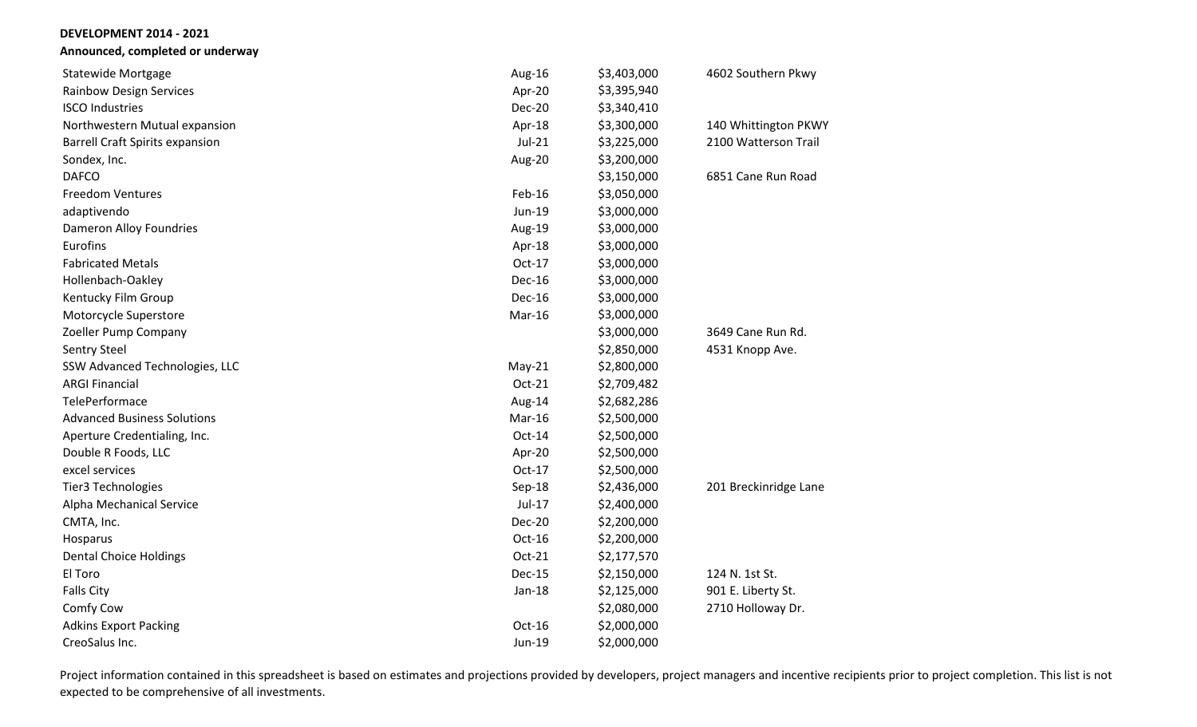**DEVELOPMENT 2014 - 2021**

**Announced, completed or underway**

| | | | |
|---|---|---|---|
| Statewide Mortgage | Aug-16 | $3,403,000 | 4602 Southern Pkwy |
| Rainbow Design Services | Apr-20 | $3,395,940 | |
| ISCO Industries | Dec-20 | $3,340,410 | |
| Northwestern Mutual expansion | Apr-18 | $3,300,000 | 140 Whittington PKWY |
| Barrell Craft Spirits expansion | Jul-21 | $3,225,000 | 2100 Watterson Trail |
| Sondex, Inc. | Aug-20 | $3,200,000 | |
| DAFCO | | $3,150,000 | 6851 Cane Run Road |
| Freedom Ventures | Feb-16 | $3,050,000 | |
| adaptivendo | Jun-19 | $3,000,000 | |
| Dameron Alloy Foundries | Aug-19 | $3,000,000 | |
| Eurofins | Apr-18 | $3,000,000 | |
| Fabricated Metals | Oct-17 | $3,000,000 | |
| Hollenbach-Oakley | Dec-16 | $3,000,000 | |
| Kentucky Film Group | Dec-16 | $3,000,000 | |
| Motorcycle Superstore | Mar-16 | $3,000,000 | |
| Zoeller Pump Company | | $3,000,000 | 3649 Cane Run Rd. |
| Sentry Steel | | $2,850,000 | 4531 Knopp Ave. |
| SSW Advanced Technologies, LLC | May-21 | $2,800,000 | |
| ARGI Financial | Oct-21 | $2,709,482 | |
| TelePerformace | Aug-14 | $2,682,286 | |
| Advanced Business Solutions | Mar-16 | $2,500,000 | |
| Aperture Credentialing, Inc. | Oct-14 | $2,500,000 | |
| Double R Foods, LLC | Apr-20 | $2,500,000 | |
| excel services | Oct-17 | $2,500,000 | |
| Tier3 Technologies | Sep-18 | $2,436,000 | 201 Breckinridge Lane |
| Alpha Mechanical Service | Jul-17 | $2,400,000 | |
| CMTA, Inc. | Dec-20 | $2,200,000 | |
| Hosparus | Oct-16 | $2,200,000 | |
| Dental Choice Holdings | Oct-21 | $2,177,570 | |
| El Toro | Dec-15 | $2,150,000 | 124 N. 1st St. |
| Falls City | Jan-18 | $2,125,000 | 901 E. Liberty St. |
| Comfy Cow | | $2,080,000 | 2710 Holloway Dr. |
| Adkins Export Packing | Oct-16 | $2,000,000 | |
| CreoSalus Inc. | Jun-19 | $2,000,000 | |

Project information contained in this spreadsheet is based on estimates and projections provided by developers, project managers and incentive recipients prior to project completion. This list is not expected to be comprehensive of all investments.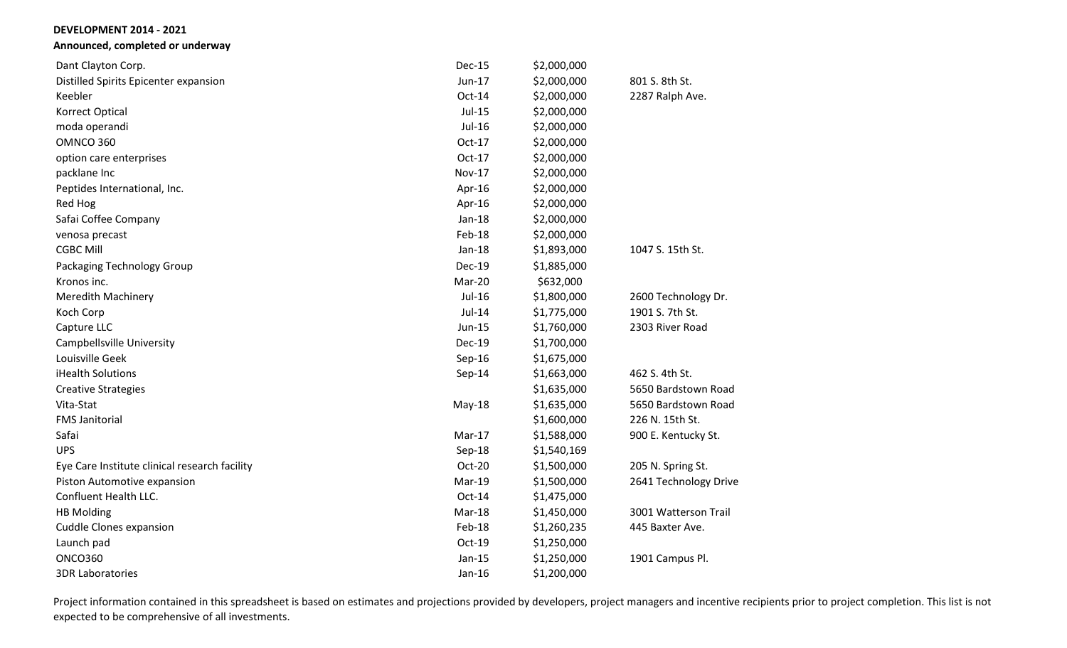**DEVELOPMENT 2014 - 2021**

**Announced, completed or underway**

| | | | |
|---|---|---|---|
| Dant Clayton Corp. | Dec-15 | $2,000,000 | |
| Distilled Spirits Epicenter expansion | Jun-17 | $2,000,000 | 801 S. 8th St. |
| Keebler | Oct-14 | $2,000,000 | 2287 Ralph Ave. |
| Korrect Optical | Jul-15 | $2,000,000 | |
| moda operandi | Jul-16 | $2,000,000 | |
| OMNCO 360 | Oct-17 | $2,000,000 | |
| option care enterprises | Oct-17 | $2,000,000 | |
| packlane Inc | Nov-17 | $2,000,000 | |
| Peptides International, Inc. | Apr-16 | $2,000,000 | |
| Red Hog | Apr-16 | $2,000,000 | |
| Safai Coffee Company | Jan-18 | $2,000,000 | |
| venosa precast | Feb-18 | $2,000,000 | |
| CGBC Mill | Jan-18 | $1,893,000 | 1047 S. 15th St. |
| Packaging Technology Group | Dec-19 | $1,885,000 | |
| Kronos inc. | Mar-20 | $632,000 | |
| Meredith Machinery | Jul-16 | $1,800,000 | 2600 Technology Dr. |
| Koch Corp | Jul-14 | $1,775,000 | 1901 S. 7th St. |
| Capture LLC | Jun-15 | $1,760,000 | 2303 River Road |
| Campbellsville University | Dec-19 | $1,700,000 | |
| Louisville Geek | Sep-16 | $1,675,000 | |
| iHealth Solutions | Sep-14 | $1,663,000 | 462 S. 4th St. |
| Creative Strategies | | $1,635,000 | 5650 Bardstown Road |
| Vita-Stat | May-18 | $1,635,000 | 5650 Bardstown Road |
| FMS Janitorial | | $1,600,000 | 226 N. 15th St. |
| Safai | Mar-17 | $1,588,000 | 900 E. Kentucky St. |
| UPS | Sep-18 | $1,540,169 | |
| Eye Care Institute clinical research facility | Oct-20 | $1,500,000 | 205 N. Spring St. |
| Piston Automotive expansion | Mar-19 | $1,500,000 | 2641 Technology Drive |
| Confluent Health LLC. | Oct-14 | $1,475,000 | |
| HB Molding | Mar-18 | $1,450,000 | 3001 Watterson Trail |
| Cuddle Clones expansion | Feb-18 | $1,260,235 | 445 Baxter Ave. |
| Launch pad | Oct-19 | $1,250,000 | |
| ONCO360 | Jan-15 | $1,250,000 | 1901 Campus Pl. |
| 3DR Laboratories | Jan-16 | $1,200,000 | |

Project information contained in this spreadsheet is based on estimates and projections provided by developers, project managers and incentive recipients prior to project completion. This list is not expected to be comprehensive of all investments.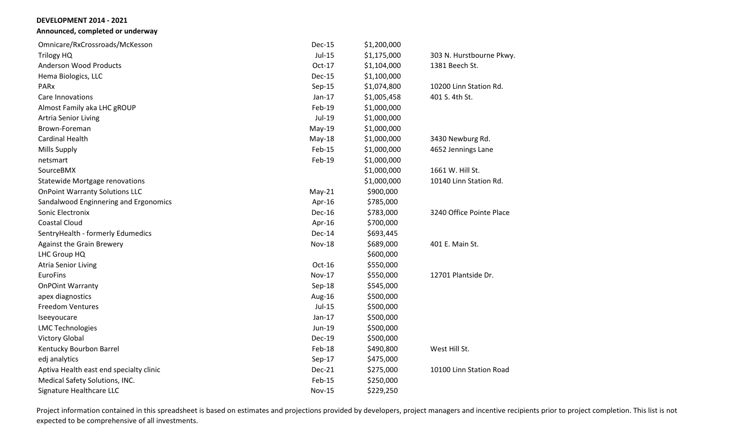**DEVELOPMENT 2014 - 2021**

**Announced, completed or underway**

| | | | |
|---|---|---|---|
| Omnicare/RxCrossroads/McKesson | Dec-15 | $1,200,000 | |
| Trilogy HQ | Jul-15 | $1,175,000 | 303 N. Hurstbourne Pkwy. |
| Anderson Wood Products | Oct-17 | $1,104,000 | 1381 Beech St. |
| Hema Biologics, LLC | Dec-15 | $1,100,000 | |
| PARx | Sep-15 | $1,074,800 | 10200 Linn Station Rd. |
| Care Innovations | Jan-17 | $1,005,458 | 401 S. 4th St. |
| Almost Family aka LHC gROUP | Feb-19 | $1,000,000 | |
| Artria Senior Living | Jul-19 | $1,000,000 | |
| Brown-Foreman | May-19 | $1,000,000 | |
| Cardinal Health | May-18 | $1,000,000 | 3430 Newburg Rd. |
| Mills Supply | Feb-15 | $1,000,000 | 4652 Jennings Lane |
| netsmart | Feb-19 | $1,000,000 | |
| SourceBMX | | $1,000,000 | 1661 W. Hill St. |
| Statewide Mortgage renovations | | $1,000,000 | 10140 Linn Station Rd. |
| OnPoint Warranty Solutions LLC | May-21 | $900,000 | |
| Sandalwood Enginnering and Ergonomics | Apr-16 | $785,000 | |
| Sonic Electronix | Dec-16 | $783,000 | 3240 Office Pointe Place |
| Coastal Cloud | Apr-16 | $700,000 | |
| SentryHealth - formerly Edumedics | Dec-14 | $693,445 | |
| Against the Grain Brewery | Nov-18 | $689,000 | 401 E. Main St. |
| LHC Group HQ | | $600,000 | |
| Atria Senior Living | Oct-16 | $550,000 | |
| EuroFins | Nov-17 | $550,000 | 12701 Plantside Dr. |
| OnPOint Warranty | Sep-18 | $545,000 | |
| apex diagnostics | Aug-16 | $500,000 | |
| Freedom Ventures | Jul-15 | $500,000 | |
| Iseeyoucare | Jan-17 | $500,000 | |
| LMC Technologies | Jun-19 | $500,000 | |
| Victory Global | Dec-19 | $500,000 | |
| Kentucky Bourbon Barrel | Feb-18 | $490,800 | West Hill St. |
| edj analytics | Sep-17 | $475,000 | |
| Aptiva Health east end specialty clinic | Dec-21 | $275,000 | 10100 Linn Station Road |
| Medical Safety Solutions, INC. | Feb-15 | $250,000 | |
| Signature Healthcare LLC | Nov-15 | $229,250 | |

Project information contained in this spreadsheet is based on estimates and projections provided by developers, project managers and incentive recipients prior to project completion. This list is not expected to be comprehensive of all investments.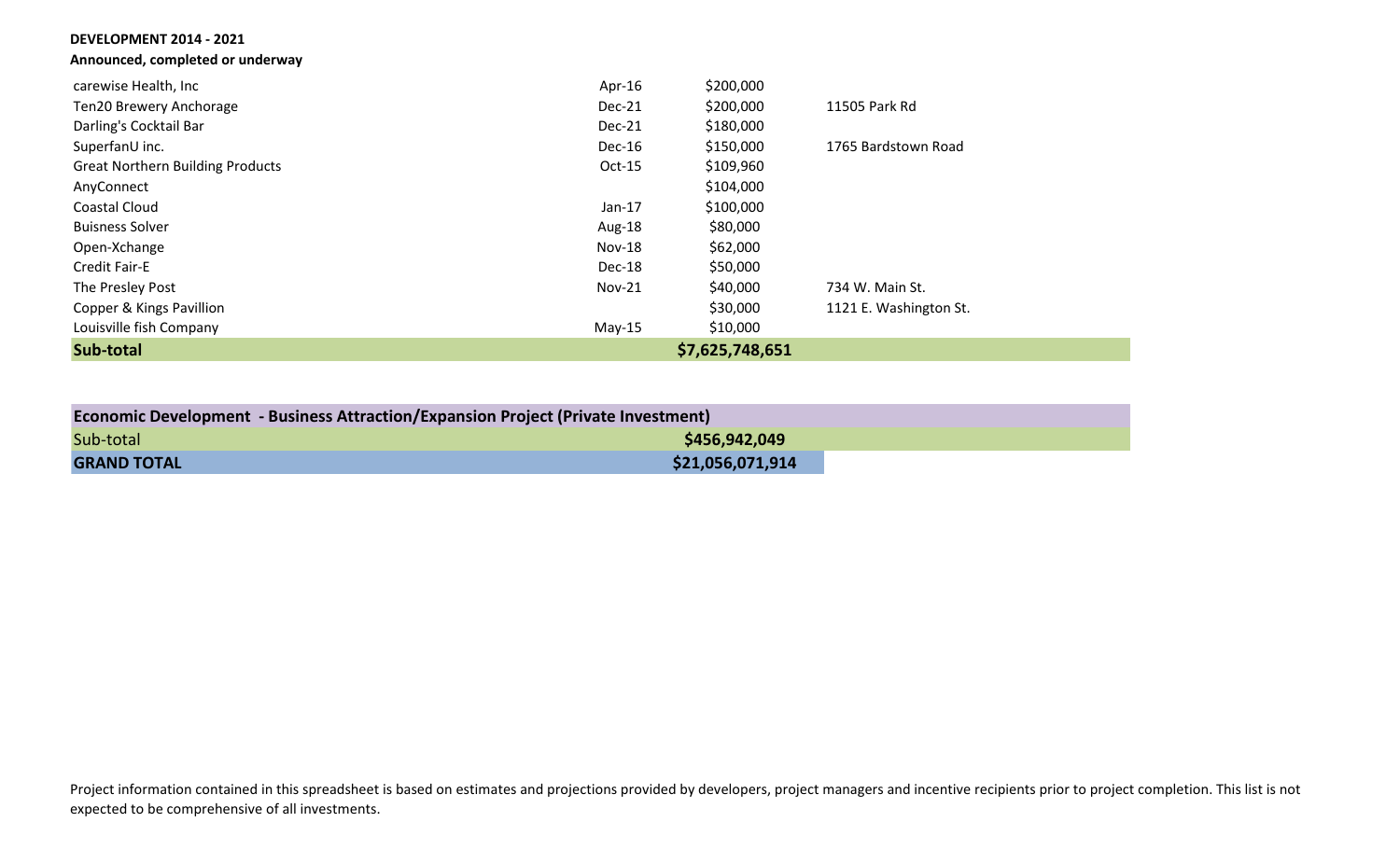**DEVELOPMENT 2014 - 2021**

**Announced, completed or underway**

| | | | |
|---|---|---|---|
| carewise Health, Inc | Apr-16 | $200,000 | |
| Ten20 Brewery Anchorage | Dec-21 | $200,000 | 11505 Park Rd |
| Darling's Cocktail Bar | Dec-21 | $180,000 | |
| SuperfanU inc. | Dec-16 | $150,000 | 1765 Bardstown Road |
| Great Northern Building Products | Oct-15 | $109,960 | |
| AnyConnect | | $104,000 | |
| Coastal Cloud | Jan-17 | $100,000 | |
| Buisness Solver | Aug-18 | $80,000 | |
| Open-Xchange | Nov-18 | $62,000 | |
| Credit Fair-E | Dec-18 | $50,000 | |
| The Presley Post | Nov-21 | $40,000 | 734 W. Main St. |
| Copper & Kings Pavillion | | $30,000 | 1121 E. Washington St. |
| Louisville fish Company | May-15 | $10,000 | |
| **Sub-total** | | **$7,625,748,651** | |

| | |
|---|---|
| **Economic Development - Business Attraction/Expansion Project (Private Investment)** | |
| Sub-total | **$456,942,049** |
| **GRAND TOTAL** | **$21,056,071,914** |

Project information contained in this spreadsheet is based on estimates and projections provided by developers, project managers and incentive recipients prior to project completion. This list is not expected to be comprehensive of all investments.